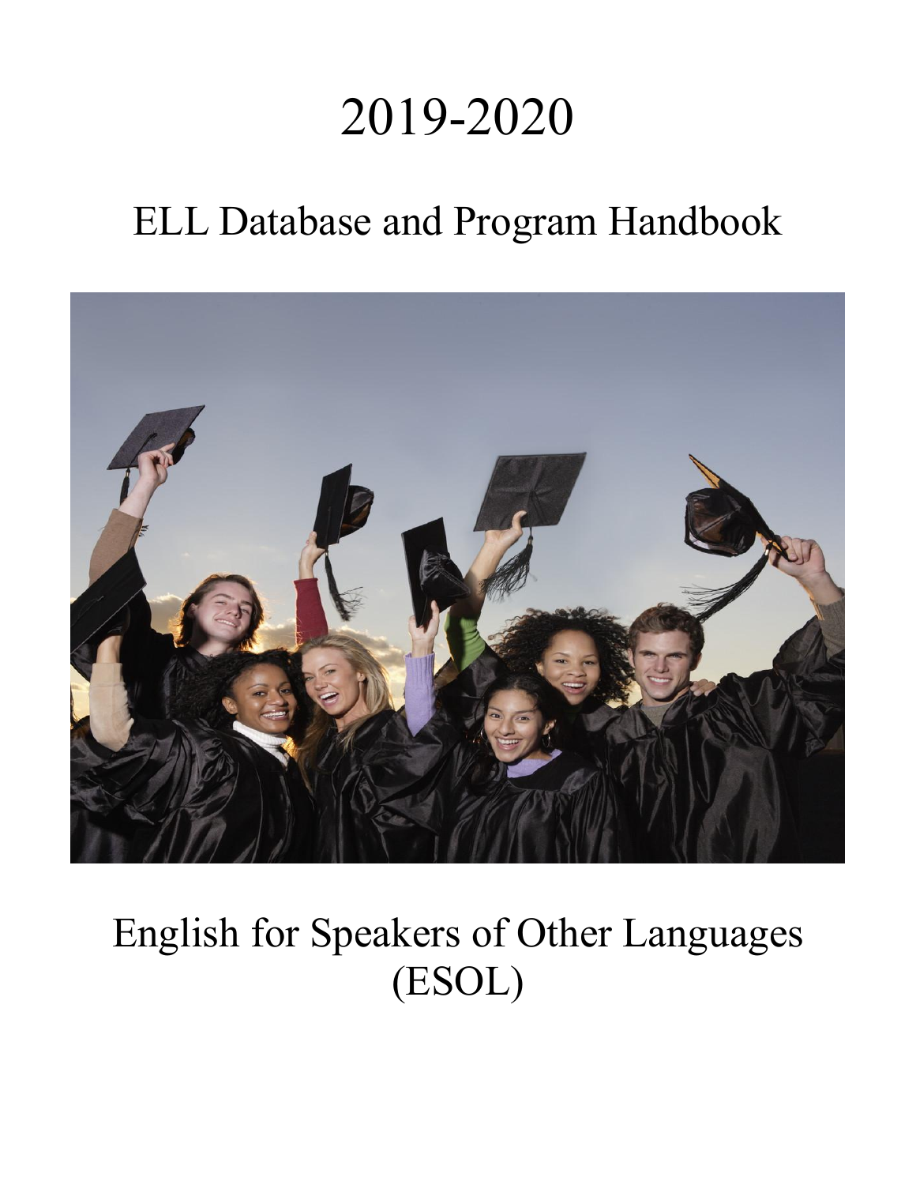# 2019-2020

## ELL Database and Program Handbook

## English for Speakers of Other Languages (ESOL)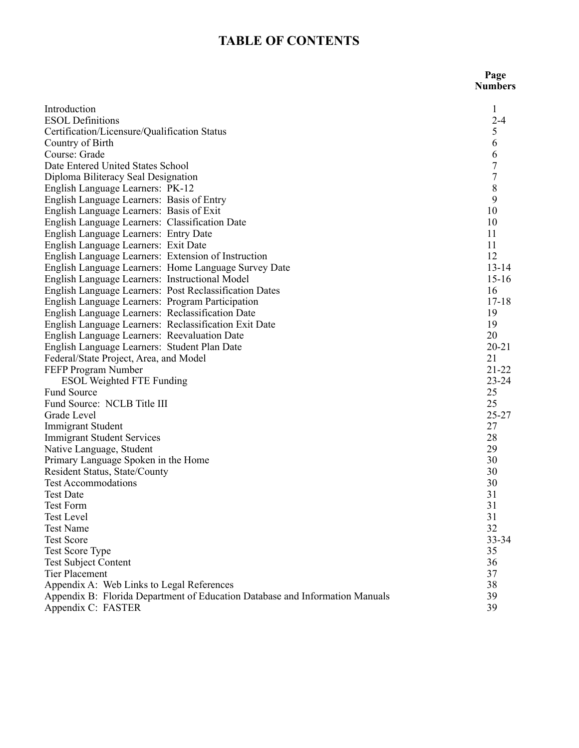# TABLE OF CONTENTS

| | Page Numbers |
|---|---|
| Introduction | 1 |
| ESOL Definitions | 2-4 |
| Certification/Licensure/Qualification Status | 5 |
| Country of Birth | 6 |
| Course: Grade | 6 |
| Date Entered United States School | 7 |
| Diploma Biliteracy Seal Designation | 7 |
| English Language Learners: PK-12 | 8 |
| English Language Learners: Basis of Entry | 9 |
| English Language Learners: Basis of Exit | 10 |
| English Language Learners: Classification Date | 10 |
| English Language Learners: Entry Date | 11 |
| English Language Learners: Exit Date | 11 |
| English Language Learners: Extension of Instruction | 12 |
| English Language Learners: Home Language Survey Date | 13-14 |
| English Language Learners: Instructional Model | 15-16 |
| English Language Learners: Post Reclassification Dates | 16 |
| English Language Learners: Program Participation | 17-18 |
| English Language Learners: Reclassification Date | 19 |
| English Language Learners: Reclassification Exit Date | 19 |
| English Language Learners: Reevaluation Date | 20 |
| English Language Learners: Student Plan Date | 20-21 |
| Federal/State Project, Area, and Model | 21 |
| FEFP Program Number | 21-22 |
| ESOL Weighted FTE Funding | 23-24 |
| Fund Source | 25 |
| Fund Source: NCLB Title III | 25 |
| Grade Level | 25-27 |
| Immigrant Student | 27 |
| Immigrant Student Services | 28 |
| Native Language, Student | 29 |
| Primary Language Spoken in the Home | 30 |
| Resident Status, State/County | 30 |
| Test Accommodations | 30 |
| Test Date | 31 |
| Test Form | 31 |
| Test Level | 31 |
| Test Name | 32 |
| Test Score | 33-34 |
| Test Score Type | 35 |
| Test Subject Content | 36 |
| Tier Placement | 37 |
| Appendix A: Web Links to Legal References | 38 |
| Appendix B: Florida Department of Education Database and Information Manuals | 39 |
| Appendix C: FASTER | 39 |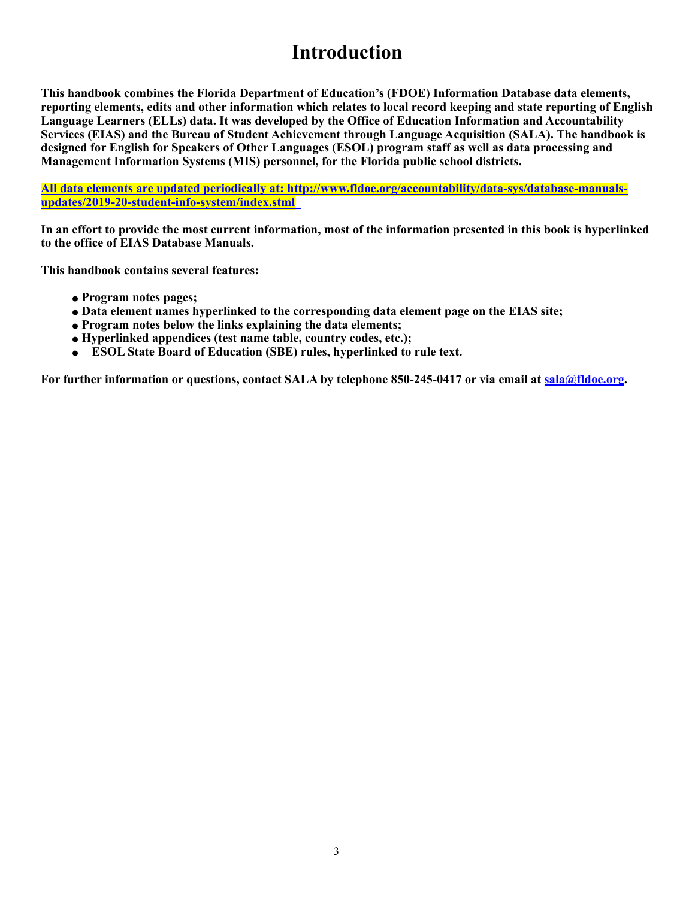# Introduction

**This handbook combines the Florida Department of Education's (FDOE) Information Database data elements, reporting elements, edits and other information which relates to local record keeping and state reporting of English Language Learners (ELLs) data. It was developed by the Office of Education Information and Accountability Services (EIAS) and the Bureau of Student Achievement through Language Acquisition (SALA). The handbook is designed for English for Speakers of Other Languages (ESOL) program staff as well as data processing and Management Information Systems (MIS) personnel, for the Florida public school districts.**

**All data elements are updated periodically at: http://www.fldoe.org/accountability/data-sys/database-manuals-updates/2019-20-student-info-system/index.stml**

**In an effort to provide the most current information, most of the information presented in this book is hyperlinked to the office of EIAS Database Manuals.**

**This handbook contains several features:**

- **Program notes pages;**
- **Data element names hyperlinked to the corresponding data element page on the EIAS site;**
- **Program notes below the links explaining the data elements;**
- **Hyperlinked appendices (test name table, country codes, etc.);**
- **ESOL State Board of Education (SBE) rules, hyperlinked to rule text.**

**For further information or questions, contact SALA by telephone 850-245-0417 or via email at sala@fldoe.org.**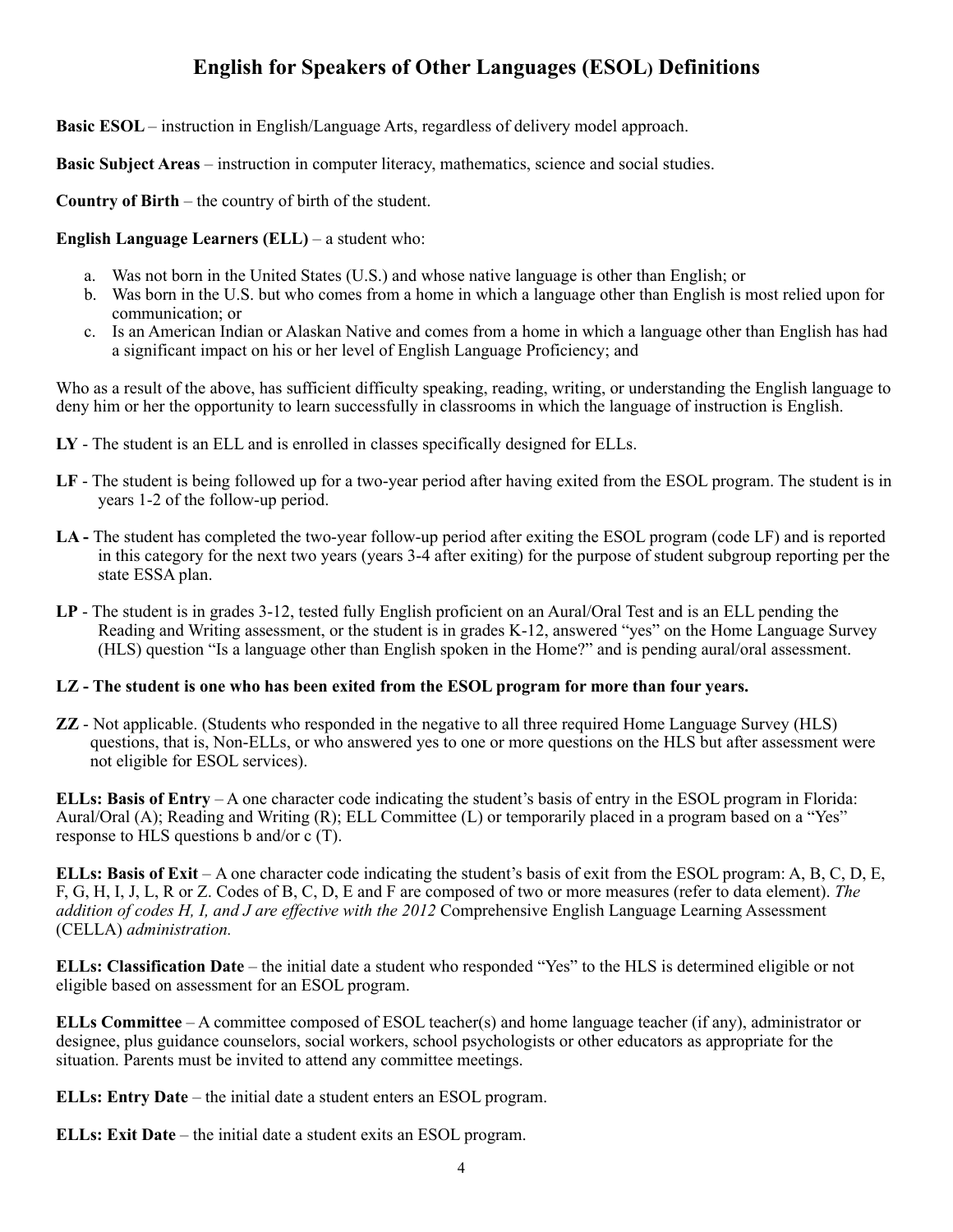# English for Speakers of Other Languages (ESOL) Definitions

**Basic ESOL** – instruction in English/Language Arts, regardless of delivery model approach.

**Basic Subject Areas** – instruction in computer literacy, mathematics, science and social studies.

**Country of Birth** – the country of birth of the student.

**English Language Learners (ELL)** – a student who:

a. Was not born in the United States (U.S.) and whose native language is other than English; or
b. Was born in the U.S. but who comes from a home in which a language other than English is most relied upon for communication; or
c. Is an American Indian or Alaskan Native and comes from a home in which a language other than English has had a significant impact on his or her level of English Language Proficiency; and

Who as a result of the above, has sufficient difficulty speaking, reading, writing, or understanding the English language to deny him or her the opportunity to learn successfully in classrooms in which the language of instruction is English.

**LY** - The student is an ELL and is enrolled in classes specifically designed for ELLs.

**LF** - The student is being followed up for a two-year period after having exited from the ESOL program. The student is in years 1-2 of the follow-up period.

**LA -** The student has completed the two-year follow-up period after exiting the ESOL program (code LF) and is reported in this category for the next two years (years 3-4 after exiting) for the purpose of student subgroup reporting per the state ESSA plan.

**LP** - The student is in grades 3-12, tested fully English proficient on an Aural/Oral Test and is an ELL pending the Reading and Writing assessment, or the student is in grades K-12, answered "yes" on the Home Language Survey (HLS) question "Is a language other than English spoken in the Home?" and is pending aural/oral assessment.

**LZ - The student is one who has been exited from the ESOL program for more than four years.**

**ZZ** - Not applicable. (Students who responded in the negative to all three required Home Language Survey (HLS) questions, that is, Non-ELLs, or who answered yes to one or more questions on the HLS but after assessment were not eligible for ESOL services).

**ELLs: Basis of Entry** – A one character code indicating the student's basis of entry in the ESOL program in Florida: Aural/Oral (A); Reading and Writing (R); ELL Committee (L) or temporarily placed in a program based on a "Yes" response to HLS questions b and/or c (T).

**ELLs: Basis of Exit** – A one character code indicating the student's basis of exit from the ESOL program: A, B, C, D, E, F, G, H, I, J, L, R or Z. Codes of B, C, D, E and F are composed of two or more measures (refer to data element). *The addition of codes H, I, and J are effective with the 2012* Comprehensive English Language Learning Assessment (CELLA) *administration.*

**ELLs: Classification Date** – the initial date a student who responded "Yes" to the HLS is determined eligible or not eligible based on assessment for an ESOL program.

**ELLs Committee** – A committee composed of ESOL teacher(s) and home language teacher (if any), administrator or designee, plus guidance counselors, social workers, school psychologists or other educators as appropriate for the situation. Parents must be invited to attend any committee meetings.

**ELLs: Entry Date** – the initial date a student enters an ESOL program.

**ELLs: Exit Date** – the initial date a student exits an ESOL program.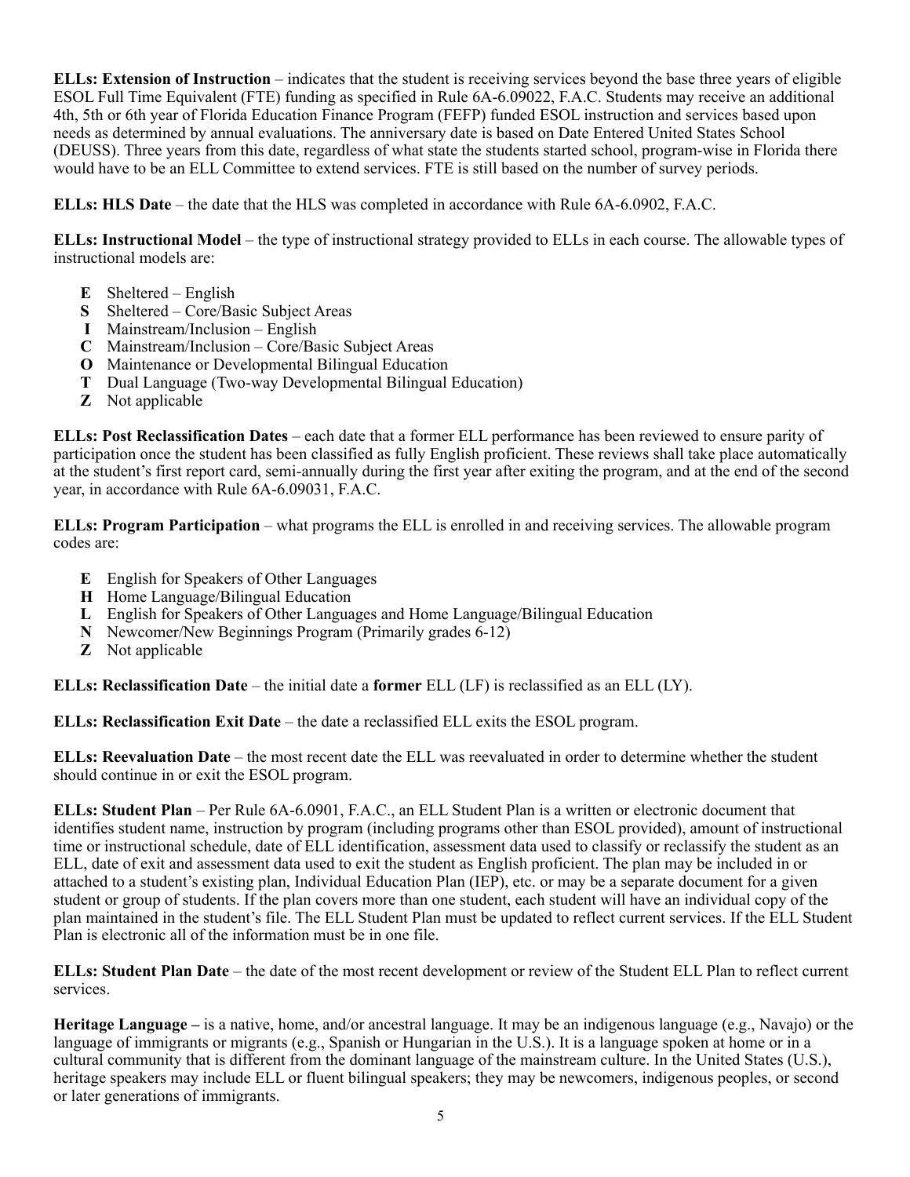**ELLs: Extension of Instruction** – indicates that the student is receiving services beyond the base three years of eligible ESOL Full Time Equivalent (FTE) funding as specified in Rule 6A-6.09022, F.A.C. Students may receive an additional 4th, 5th or 6th year of Florida Education Finance Program (FEFP) funded ESOL instruction and services based upon needs as determined by annual evaluations. The anniversary date is based on Date Entered United States School (DEUSS). Three years from this date, regardless of what state the students started school, program-wise in Florida there would have to be an ELL Committee to extend services. FTE is still based on the number of survey periods.

**ELLs: HLS Date** – the date that the HLS was completed in accordance with Rule 6A-6.0902, F.A.C.

**ELLs: Instructional Model** – the type of instructional strategy provided to ELLs in each course. The allowable types of instructional models are:

- **E** Sheltered – English
- **S** Sheltered – Core/Basic Subject Areas
- **I** Mainstream/Inclusion – English
- **C** Mainstream/Inclusion – Core/Basic Subject Areas
- **O** Maintenance or Developmental Bilingual Education
- **T** Dual Language (Two-way Developmental Bilingual Education)
- **Z** Not applicable

**ELLs: Post Reclassification Dates** – each date that a former ELL performance has been reviewed to ensure parity of participation once the student has been classified as fully English proficient. These reviews shall take place automatically at the student's first report card, semi-annually during the first year after exiting the program, and at the end of the second year, in accordance with Rule 6A-6.09031, F.A.C.

**ELLs: Program Participation** – what programs the ELL is enrolled in and receiving services. The allowable program codes are:

- **E** English for Speakers of Other Languages
- **H** Home Language/Bilingual Education
- **L** English for Speakers of Other Languages and Home Language/Bilingual Education
- **N** Newcomer/New Beginnings Program (Primarily grades 6-12)
- **Z** Not applicable

**ELLs: Reclassification Date** – the initial date a **former** ELL (LF) is reclassified as an ELL (LY).

**ELLs: Reclassification Exit Date** – the date a reclassified ELL exits the ESOL program.

**ELLs: Reevaluation Date** – the most recent date the ELL was reevaluated in order to determine whether the student should continue in or exit the ESOL program.

**ELLs: Student Plan** – Per Rule 6A-6.0901, F.A.C., an ELL Student Plan is a written or electronic document that identifies student name, instruction by program (including programs other than ESOL provided), amount of instructional time or instructional schedule, date of ELL identification, assessment data used to classify or reclassify the student as an ELL, date of exit and assessment data used to exit the student as English proficient. The plan may be included in or attached to a student's existing plan, Individual Education Plan (IEP), etc. or may be a separate document for a given student or group of students. If the plan covers more than one student, each student will have an individual copy of the plan maintained in the student's file. The ELL Student Plan must be updated to reflect current services. If the ELL Student Plan is electronic all of the information must be in one file.

**ELLs: Student Plan Date** – the date of the most recent development or review of the Student ELL Plan to reflect current services.

**Heritage Language –** is a native, home, and/or ancestral language. It may be an indigenous language (e.g., Navajo) or the language of immigrants or migrants (e.g., Spanish or Hungarian in the U.S.). It is a language spoken at home or in a cultural community that is different from the dominant language of the mainstream culture. In the United States (U.S.), heritage speakers may include ELL or fluent bilingual speakers; they may be newcomers, indigenous peoples, or second or later generations of immigrants.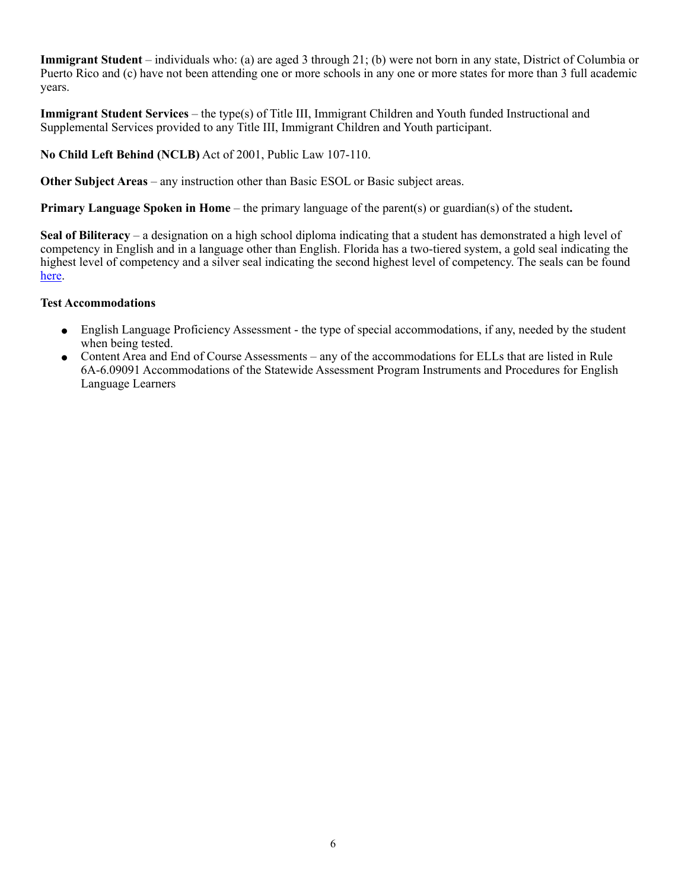**Immigrant Student** – individuals who: (a) are aged 3 through 21; (b) were not born in any state, District of Columbia or Puerto Rico and (c) have not been attending one or more schools in any one or more states for more than 3 full academic years.

**Immigrant Student Services** – the type(s) of Title III, Immigrant Children and Youth funded Instructional and Supplemental Services provided to any Title III, Immigrant Children and Youth participant.

**No Child Left Behind (NCLB)** Act of 2001, Public Law 107-110.

**Other Subject Areas** – any instruction other than Basic ESOL or Basic subject areas.

**Primary Language Spoken in Home** – the primary language of the parent(s) or guardian(s) of the student**.**

**Seal of Biliteracy** – a designation on a high school diploma indicating that a student has demonstrated a high level of competency in English and in a language other than English. Florida has a two-tiered system, a gold seal indicating the highest level of competency and a silver seal indicating the second highest level of competency. The seals can be found here.

**Test Accommodations**

- English Language Proficiency Assessment - the type of special accommodations, if any, needed by the student when being tested.
- Content Area and End of Course Assessments – any of the accommodations for ELLs that are listed in Rule 6A-6.09091 Accommodations of the Statewide Assessment Program Instruments and Procedures for English Language Learners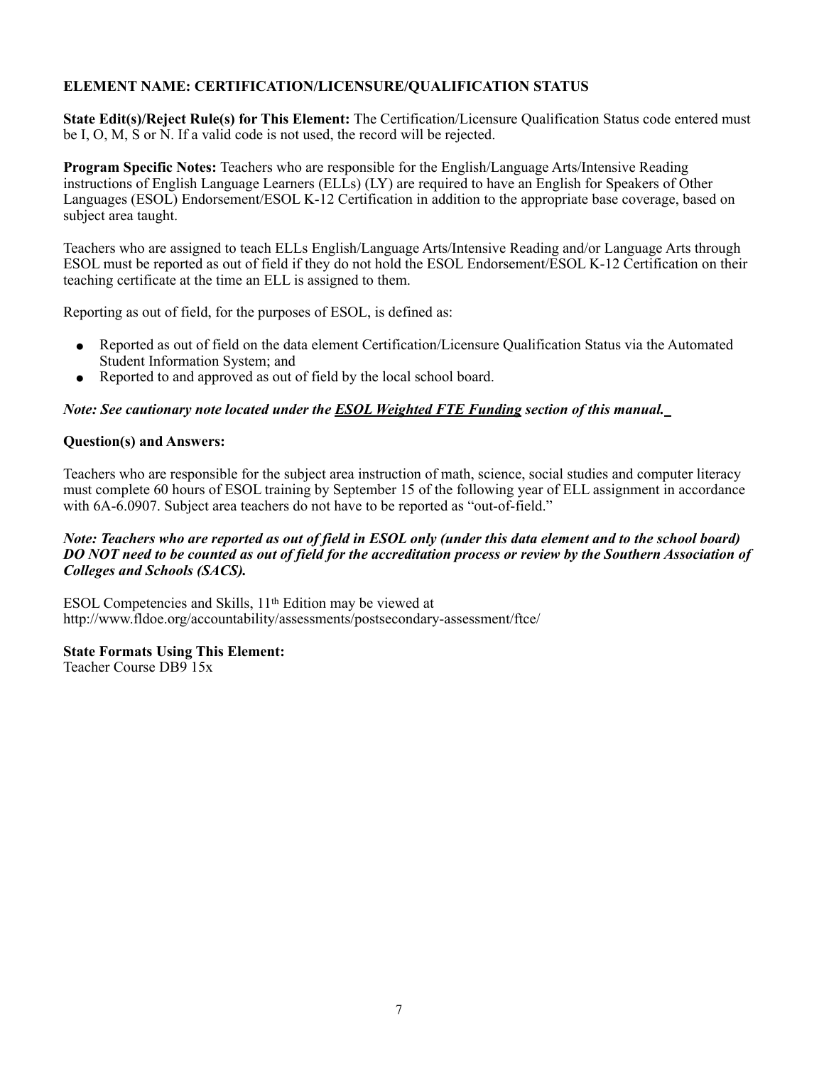**ELEMENT NAME: CERTIFICATION/LICENSURE/QUALIFICATION STATUS**

**State Edit(s)/Reject Rule(s) for This Element:** The Certification/Licensure Qualification Status code entered must be I, O, M, S or N. If a valid code is not used, the record will be rejected.

**Program Specific Notes:** Teachers who are responsible for the English/Language Arts/Intensive Reading instructions of English Language Learners (ELLs) (LY) are required to have an English for Speakers of Other Languages (ESOL) Endorsement/ESOL K-12 Certification in addition to the appropriate base coverage, based on subject area taught.

Teachers who are assigned to teach ELLs English/Language Arts/Intensive Reading and/or Language Arts through ESOL must be reported as out of field if they do not hold the ESOL Endorsement/ESOL K-12 Certification on their teaching certificate at the time an ELL is assigned to them.

Reporting as out of field, for the purposes of ESOL, is defined as:

- Reported as out of field on the data element Certification/Licensure Qualification Status via the Automated Student Information System; and
- Reported to and approved as out of field by the local school board.

***Note: See cautionary note located under the ESOL Weighted FTE Funding section of this manual.***

**Question(s) and Answers:**

Teachers who are responsible for the subject area instruction of math, science, social studies and computer literacy must complete 60 hours of ESOL training by September 15 of the following year of ELL assignment in accordance with 6A-6.0907. Subject area teachers do not have to be reported as "out-of-field."

***Note: Teachers who are reported as out of field in ESOL only (under this data element and to the school board) DO NOT need to be counted as out of field for the accreditation process or review by the Southern Association of Colleges and Schools (SACS).***

ESOL Competencies and Skills, 11th Edition may be viewed at http://www.fldoe.org/accountability/assessments/postsecondary-assessment/ftce/

**State Formats Using This Element:**
Teacher Course DB9 15x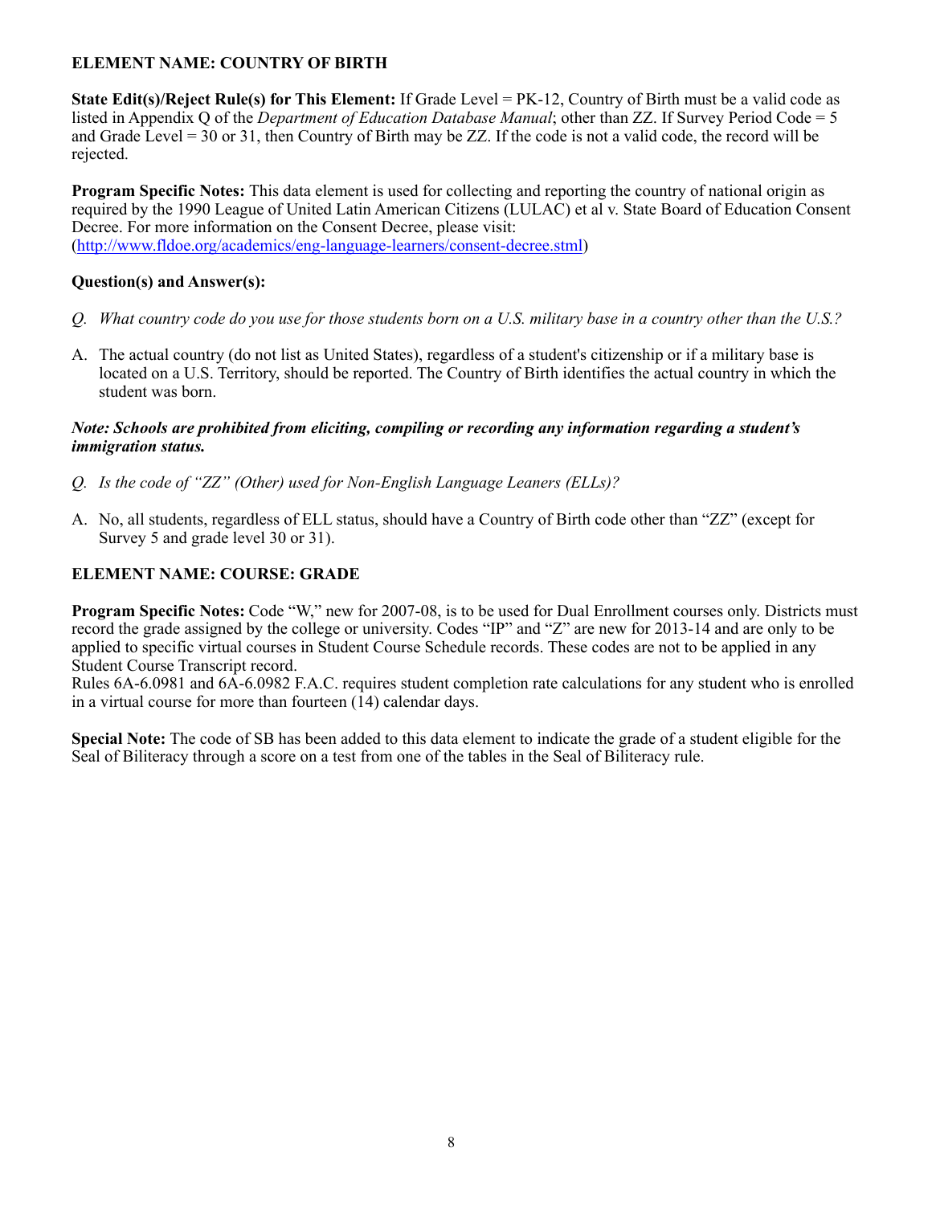**ELEMENT NAME: COUNTRY OF BIRTH**

**State Edit(s)/Reject Rule(s) for This Element:** If Grade Level = PK-12, Country of Birth must be a valid code as listed in Appendix Q of the *Department of Education Database Manual*; other than ZZ. If Survey Period Code = 5 and Grade Level = 30 or 31, then Country of Birth may be ZZ. If the code is not a valid code, the record will be rejected.

**Program Specific Notes:** This data element is used for collecting and reporting the country of national origin as required by the 1990 League of United Latin American Citizens (LULAC) et al v. State Board of Education Consent Decree. For more information on the Consent Decree, please visit: (http://www.fldoe.org/academics/eng-language-learners/consent-decree.stml)

**Question(s) and Answer(s):**

*Q. What country code do you use for those students born on a U.S. military base in a country other than the U.S.?*

A. The actual country (do not list as United States), regardless of a student's citizenship or if a military base is located on a U.S. Territory, should be reported. The Country of Birth identifies the actual country in which the student was born.

***Note: Schools are prohibited from eliciting, compiling or recording any information regarding a student's immigration status.***

*Q. Is the code of "ZZ" (Other) used for Non-English Language Leaners (ELLs)?*

A. No, all students, regardless of ELL status, should have a Country of Birth code other than "ZZ" (except for Survey 5 and grade level 30 or 31).

**ELEMENT NAME: COURSE: GRADE**

**Program Specific Notes:** Code "W," new for 2007-08, is to be used for Dual Enrollment courses only. Districts must record the grade assigned by the college or university. Codes "IP" and "Z" are new for 2013-14 and are only to be applied to specific virtual courses in Student Course Schedule records. These codes are not to be applied in any Student Course Transcript record.
Rules 6A-6.0981 and 6A-6.0982 F.A.C. requires student completion rate calculations for any student who is enrolled in a virtual course for more than fourteen (14) calendar days.

**Special Note:** The code of SB has been added to this data element to indicate the grade of a student eligible for the Seal of Biliteracy through a score on a test from one of the tables in the Seal of Biliteracy rule.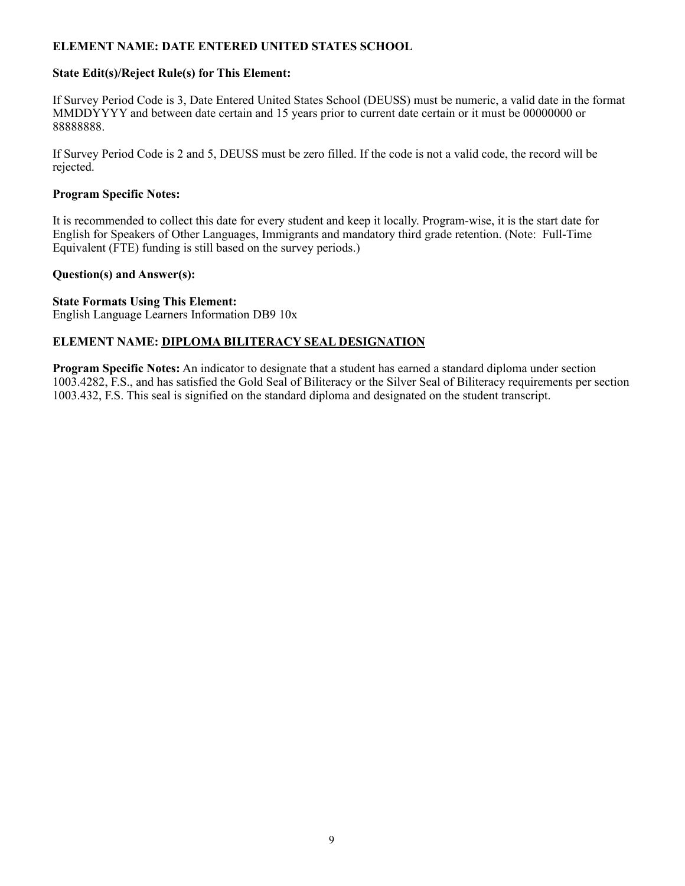**ELEMENT NAME: DATE ENTERED UNITED STATES SCHOOL**

**State Edit(s)/Reject Rule(s) for This Element:**

If Survey Period Code is 3, Date Entered United States School (DEUSS) must be numeric, a valid date in the format MMDDYYYY and between date certain and 15 years prior to current date certain or it must be 00000000 or 88888888.

If Survey Period Code is 2 and 5, DEUSS must be zero filled. If the code is not a valid code, the record will be rejected.

**Program Specific Notes:**

It is recommended to collect this date for every student and keep it locally. Program-wise, it is the start date for English for Speakers of Other Languages, Immigrants and mandatory third grade retention. (Note: Full-Time Equivalent (FTE) funding is still based on the survey periods.)

**Question(s) and Answer(s):**

**State Formats Using This Element:**
English Language Learners Information DB9 10x

**ELEMENT NAME: <u>DIPLOMA BILITERACY SEAL DESIGNATION</u>**

**Program Specific Notes:** An indicator to designate that a student has earned a standard diploma under section 1003.4282, F.S., and has satisfied the Gold Seal of Biliteracy or the Silver Seal of Biliteracy requirements per section 1003.432, F.S. This seal is signified on the standard diploma and designated on the student transcript.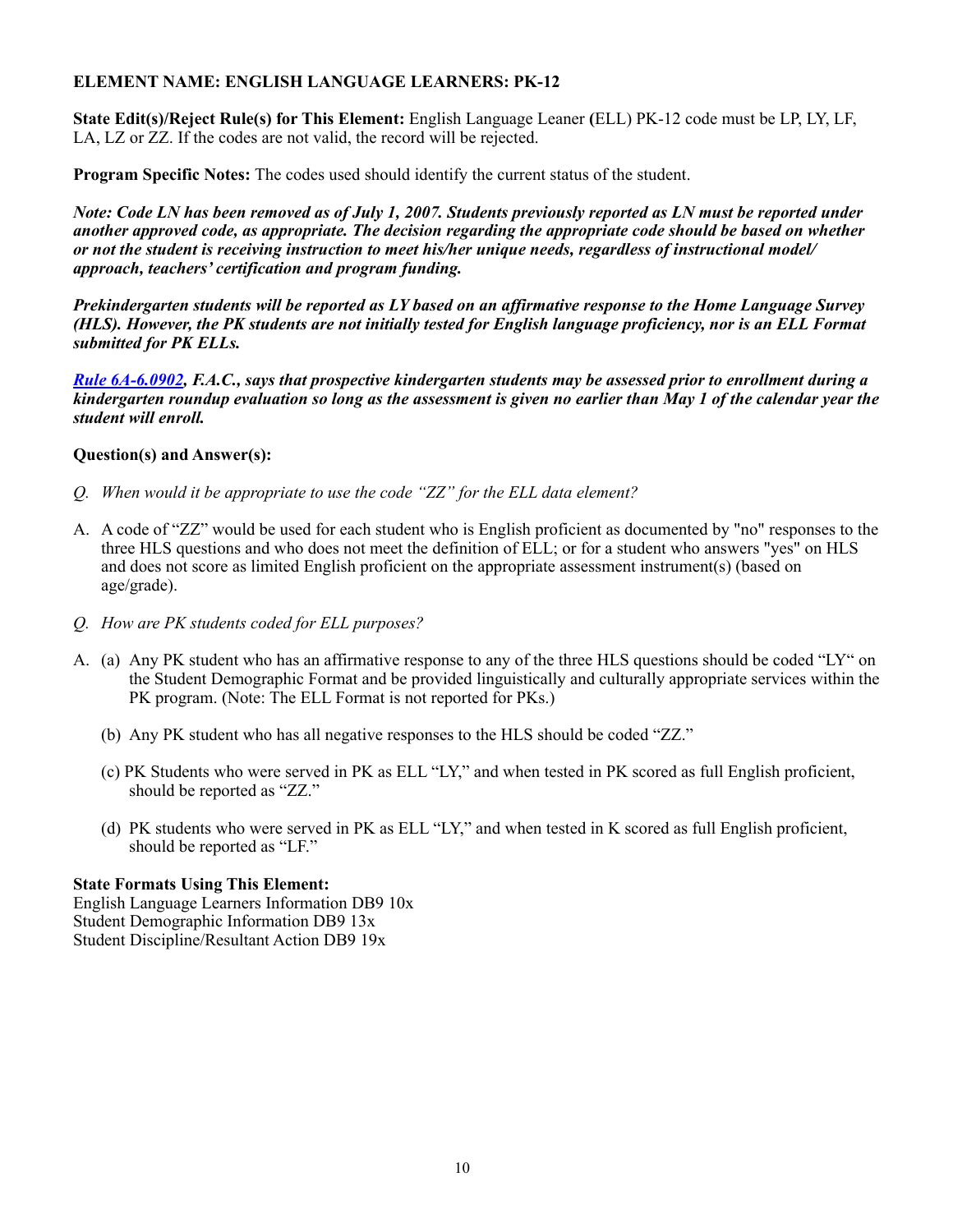**ELEMENT NAME: ENGLISH LANGUAGE LEARNERS: PK-12**

**State Edit(s)/Reject Rule(s) for This Element:** English Language Leaner **(**ELL) PK-12 code must be LP, LY, LF, LA, LZ or ZZ. If the codes are not valid, the record will be rejected.

**Program Specific Notes:** The codes used should identify the current status of the student.

***Note: Code LN has been removed as of July 1, 2007. Students previously reported as LN must be reported under another approved code, as appropriate. The decision regarding the appropriate code should be based on whether or not the student is receiving instruction to meet his/her unique needs, regardless of instructional model/ approach, teachers' certification and program funding.***

***Prekindergarten students will be reported as LY based on an affirmative response to the Home Language Survey (HLS). However, the PK students are not initially tested for English language proficiency, nor is an ELL Format submitted for PK ELLs.***

***Rule 6A-6.0902, F.A.C., says that prospective kindergarten students may be assessed prior to enrollment during a kindergarten roundup evaluation so long as the assessment is given no earlier than May 1 of the calendar year the student will enroll.***

**Question(s) and Answer(s):**

*Q. When would it be appropriate to use the code "ZZ" for the ELL data element?*

A. A code of "ZZ" would be used for each student who is English proficient as documented by "no" responses to the three HLS questions and who does not meet the definition of ELL; or for a student who answers "yes" on HLS and does not score as limited English proficient on the appropriate assessment instrument(s) (based on age/grade).

*Q. How are PK students coded for ELL purposes?*

A. (a) Any PK student who has an affirmative response to any of the three HLS questions should be coded "LY" on the Student Demographic Format and be provided linguistically and culturally appropriate services within the PK program. (Note: The ELL Format is not reported for PKs.)

(b) Any PK student who has all negative responses to the HLS should be coded "ZZ."

(c) PK Students who were served in PK as ELL "LY," and when tested in PK scored as full English proficient, should be reported as "ZZ."

(d) PK students who were served in PK as ELL "LY," and when tested in K scored as full English proficient, should be reported as "LF."

**State Formats Using This Element:**
English Language Learners Information DB9 10x
Student Demographic Information DB9 13x
Student Discipline/Resultant Action DB9 19x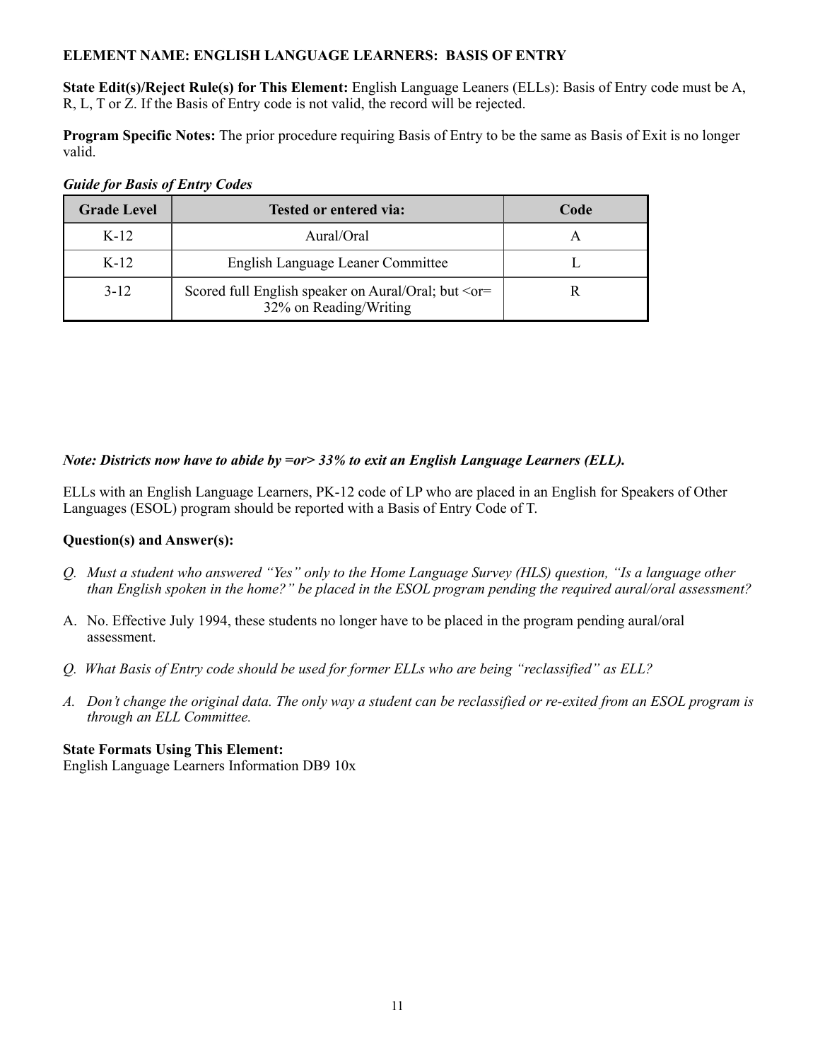**ELEMENT NAME: ENGLISH LANGUAGE LEARNERS: BASIS OF ENTRY**

**State Edit(s)/Reject Rule(s) for This Element:** English Language Leaners (ELLs): Basis of Entry code must be A, R, L, T or Z. If the Basis of Entry code is not valid, the record will be rejected.

**Program Specific Notes:** The prior procedure requiring Basis of Entry to be the same as Basis of Exit is no longer valid.

***Guide for Basis of Entry Codes***

| Grade Level | Tested or entered via: | Code |
|---|---|---|
| K-12 | Aural/Oral | A |
| K-12 | English Language Leaner Committee | L |
| 3-12 | Scored full English speaker on Aural/Oral; but <or= 32% on Reading/Writing | R |

***Note: Districts now have to abide by =or> 33% to exit an English Language Learners (ELL).***

ELLs with an English Language Learners, PK-12 code of LP who are placed in an English for Speakers of Other Languages (ESOL) program should be reported with a Basis of Entry Code of T.

**Question(s) and Answer(s):**

*Q. Must a student who answered "Yes" only to the Home Language Survey (HLS) question, "Is a language other than English spoken in the home?" be placed in the ESOL program pending the required aural/oral assessment?*

A. No. Effective July 1994, these students no longer have to be placed in the program pending aural/oral assessment.

*Q. What Basis of Entry code should be used for former ELLs who are being "reclassified" as ELL?*

*A. Don't change the original data. The only way a student can be reclassified or re-exited from an ESOL program is through an ELL Committee.*

**State Formats Using This Element:**
English Language Learners Information DB9 10x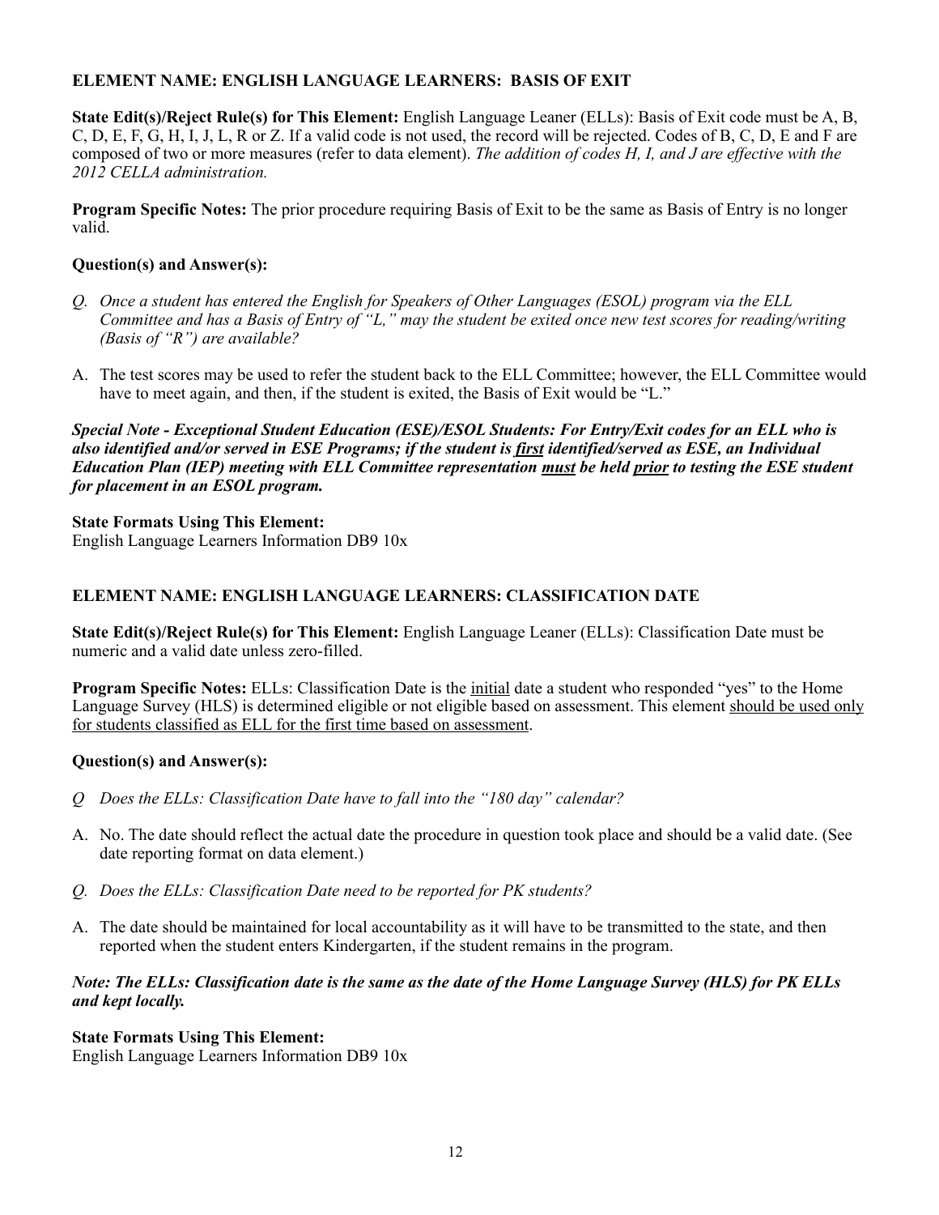**ELEMENT NAME: ENGLISH LANGUAGE LEARNERS: BASIS OF EXIT**

**State Edit(s)/Reject Rule(s) for This Element:** English Language Leaner (ELLs): Basis of Exit code must be A, B, C, D, E, F, G, H, I, J, L, R or Z. If a valid code is not used, the record will be rejected. Codes of B, C, D, E and F are composed of two or more measures (refer to data element). *The addition of codes H, I, and J are effective with the 2012 CELLA administration.*

**Program Specific Notes:** The prior procedure requiring Basis of Exit to be the same as Basis of Entry is no longer valid.

**Question(s) and Answer(s):**

*Q. Once a student has entered the English for Speakers of Other Languages (ESOL) program via the ELL Committee and has a Basis of Entry of "L," may the student be exited once new test scores for reading/writing (Basis of "R") are available?*

A. The test scores may be used to refer the student back to the ELL Committee; however, the ELL Committee would have to meet again, and then, if the student is exited, the Basis of Exit would be "L."

***Special Note - Exceptional Student Education (ESE)/ESOL Students: For Entry/Exit codes for an ELL who is also identified and/or served in ESE Programs; if the student is <u>first</u> identified/served as ESE, an Individual Education Plan (IEP) meeting with ELL Committee representation <u>must</u> be held <u>prior</u> to testing the ESE student for placement in an ESOL program.***

**State Formats Using This Element:**
English Language Learners Information DB9 10x

**ELEMENT NAME: ENGLISH LANGUAGE LEARNERS: CLASSIFICATION DATE**

**State Edit(s)/Reject Rule(s) for This Element:** English Language Leaner (ELLs): Classification Date must be numeric and a valid date unless zero-filled.

**Program Specific Notes:** ELLs: Classification Date is the <u>initial</u> date a student who responded "yes" to the Home Language Survey (HLS) is determined eligible or not eligible based on assessment. This element <u>should be used only for students classified as ELL for the first time based on assessment</u>.

**Question(s) and Answer(s):**

*Q Does the ELLs: Classification Date have to fall into the "180 day" calendar?*

A. No. The date should reflect the actual date the procedure in question took place and should be a valid date. (See date reporting format on data element.)

*Q. Does the ELLs: Classification Date need to be reported for PK students?*

A. The date should be maintained for local accountability as it will have to be transmitted to the state, and then reported when the student enters Kindergarten, if the student remains in the program.

***Note: The ELLs: Classification date is the same as the date of the Home Language Survey (HLS) for PK ELLs and kept locally.***

**State Formats Using This Element:**
English Language Learners Information DB9 10x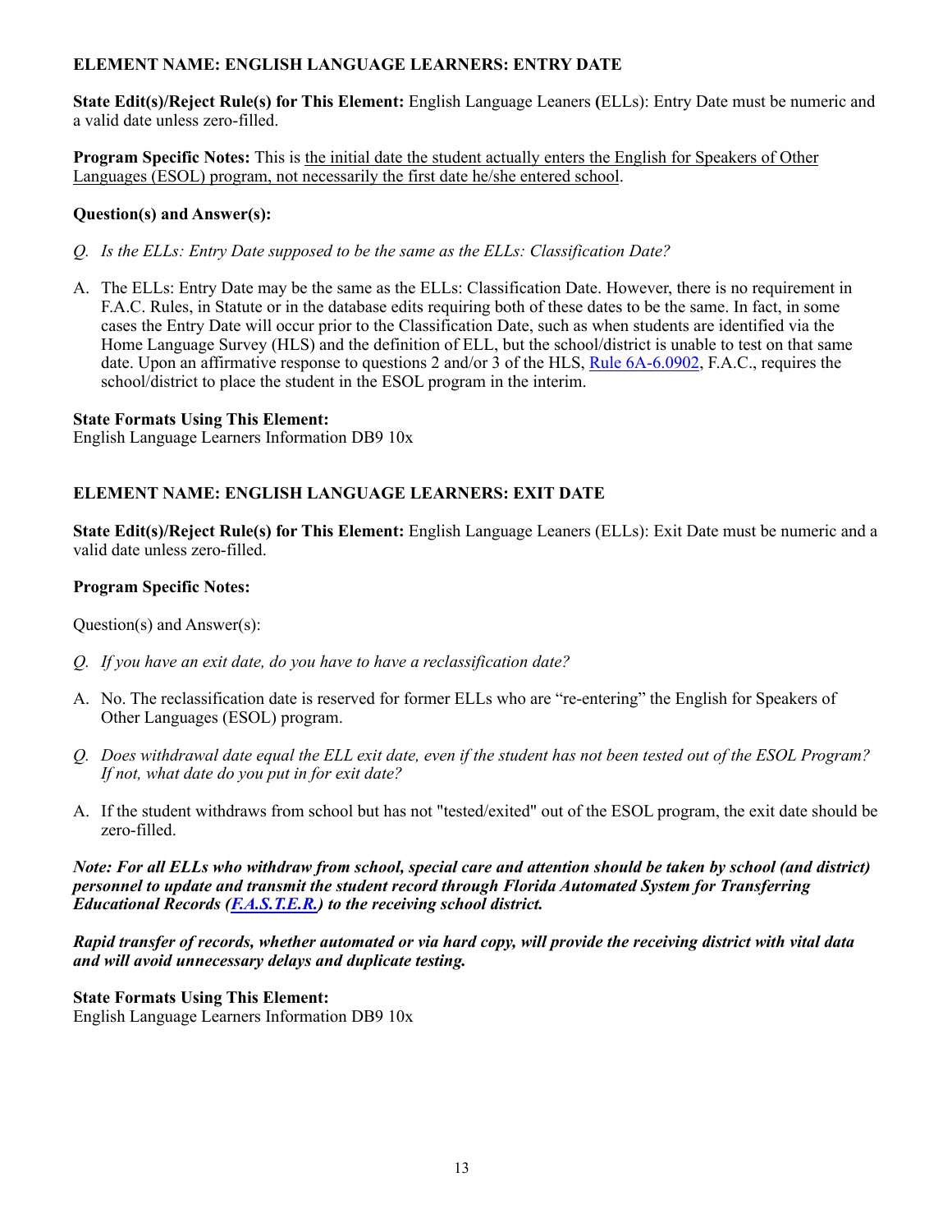**ELEMENT NAME: ENGLISH LANGUAGE LEARNERS: ENTRY DATE**

**State Edit(s)/Reject Rule(s) for This Element:** English Language Leaners **(**ELLs): Entry Date must be numeric and a valid date unless zero-filled.

**Program Specific Notes:** This is the initial date the student actually enters the English for Speakers of Other Languages (ESOL) program, not necessarily the first date he/she entered school.

**Question(s) and Answer(s):**

*Q. Is the ELLs: Entry Date supposed to be the same as the ELLs: Classification Date?*

A. The ELLs: Entry Date may be the same as the ELLs: Classification Date. However, there is no requirement in F.A.C. Rules, in Statute or in the database edits requiring both of these dates to be the same. In fact, in some cases the Entry Date will occur prior to the Classification Date, such as when students are identified via the Home Language Survey (HLS) and the definition of ELL, but the school/district is unable to test on that same date. Upon an affirmative response to questions 2 and/or 3 of the HLS, Rule 6A-6.0902, F.A.C., requires the school/district to place the student in the ESOL program in the interim.

**State Formats Using This Element:**
English Language Learners Information DB9 10x

**ELEMENT NAME: ENGLISH LANGUAGE LEARNERS: EXIT DATE**

**State Edit(s)/Reject Rule(s) for This Element:** English Language Leaners (ELLs): Exit Date must be numeric and a valid date unless zero-filled.

**Program Specific Notes:**

Question(s) and Answer(s):

*Q. If you have an exit date, do you have to have a reclassification date?*

A. No. The reclassification date is reserved for former ELLs who are "re-entering" the English for Speakers of Other Languages (ESOL) program.

*Q. Does withdrawal date equal the ELL exit date, even if the student has not been tested out of the ESOL Program? If not, what date do you put in for exit date?*

A. If the student withdraws from school but has not "tested/exited" out of the ESOL program, the exit date should be zero-filled.

***Note: For all ELLs who withdraw from school, special care and attention should be taken by school (and district) personnel to update and transmit the student record through Florida Automated System for Transferring Educational Records (F.A.S.T.E.R.) to the receiving school district.***

***Rapid transfer of records, whether automated or via hard copy, will provide the receiving district with vital data and will avoid unnecessary delays and duplicate testing.***

**State Formats Using This Element:**
English Language Learners Information DB9 10x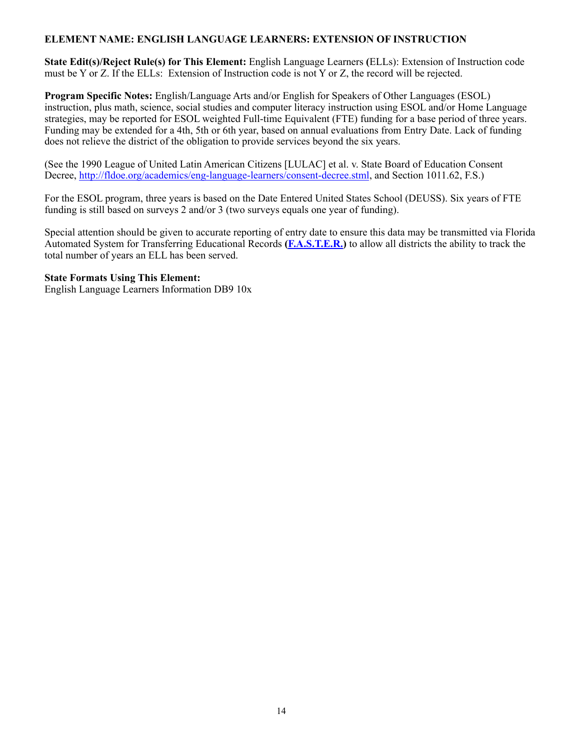**ELEMENT NAME: ENGLISH LANGUAGE LEARNERS: EXTENSION OF INSTRUCTION**

**State Edit(s)/Reject Rule(s) for This Element:** English Language Learners **(**ELLs): Extension of Instruction code must be Y or Z. If the ELLs:  Extension of Instruction code is not Y or Z, the record will be rejected.

**Program Specific Notes:** English/Language Arts and/or English for Speakers of Other Languages (ESOL) instruction, plus math, science, social studies and computer literacy instruction using ESOL and/or Home Language strategies, may be reported for ESOL weighted Full-time Equivalent (FTE) funding for a base period of three years. Funding may be extended for a 4th, 5th or 6th year, based on annual evaluations from Entry Date. Lack of funding does not relieve the district of the obligation to provide services beyond the six years.

(See the 1990 League of United Latin American Citizens [LULAC] et al. v. State Board of Education Consent Decree, http://fldoe.org/academics/eng-language-learners/consent-decree.stml, and Section 1011.62, F.S.)

For the ESOL program, three years is based on the Date Entered United States School (DEUSS). Six years of FTE funding is still based on surveys 2 and/or 3 (two surveys equals one year of funding).

Special attention should be given to accurate reporting of entry date to ensure this data may be transmitted via Florida Automated System for Transferring Educational Records **(F.A.S.T.E.R.)** to allow all districts the ability to track the total number of years an ELL has been served.

**State Formats Using This Element:**
English Language Learners Information DB9 10x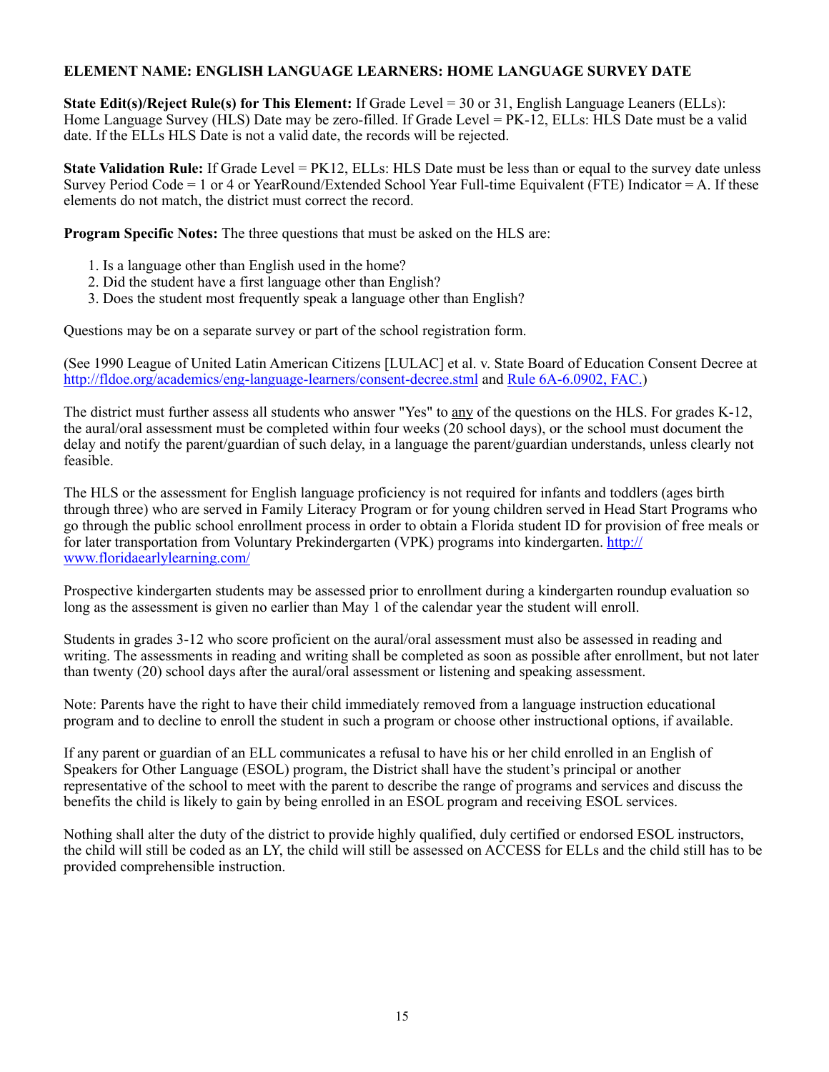### ELEMENT NAME: ENGLISH LANGUAGE LEARNERS: HOME LANGUAGE SURVEY DATE

**State Edit(s)/Reject Rule(s) for This Element:** If Grade Level = 30 or 31, English Language Leaners (ELLs): Home Language Survey (HLS) Date may be zero-filled. If Grade Level = PK-12, ELLs: HLS Date must be a valid date. If the ELLs HLS Date is not a valid date, the records will be rejected.

**State Validation Rule:** If Grade Level = PK12, ELLs: HLS Date must be less than or equal to the survey date unless Survey Period Code = 1 or 4 or YearRound/Extended School Year Full-time Equivalent (FTE) Indicator = A. If these elements do not match, the district must correct the record.

**Program Specific Notes:** The three questions that must be asked on the HLS are:

1. Is a language other than English used in the home?
2. Did the student have a first language other than English?
3. Does the student most frequently speak a language other than English?

Questions may be on a separate survey or part of the school registration form.

(See 1990 League of United Latin American Citizens [LULAC] et al. v. State Board of Education Consent Decree at [http://fldoe.org/academics/eng-language-learners/consent-decree.stml](http://fldoe.org/academics/eng-language-learners/consent-decree.stml) and [Rule 6A-6.0902, FAC.](Rule 6A-6.0902, FAC.))

The district must further assess all students who answer "Yes" to <u>any</u> of the questions on the HLS. For grades K-12, the aural/oral assessment must be completed within four weeks (20 school days), or the school must document the delay and notify the parent/guardian of such delay, in a language the parent/guardian understands, unless clearly not feasible.

The HLS or the assessment for English language proficiency is not required for infants and toddlers (ages birth through three) who are served in Family Literacy Program or for young children served in Head Start Programs who go through the public school enrollment process in order to obtain a Florida student ID for provision of free meals or for later transportation from Voluntary Prekindergarten (VPK) programs into kindergarten. [http://www.floridaearlylearning.com/](http://www.floridaearlylearning.com/)

Prospective kindergarten students may be assessed prior to enrollment during a kindergarten roundup evaluation so long as the assessment is given no earlier than May 1 of the calendar year the student will enroll.

Students in grades 3-12 who score proficient on the aural/oral assessment must also be assessed in reading and writing. The assessments in reading and writing shall be completed as soon as possible after enrollment, but not later than twenty (20) school days after the aural/oral assessment or listening and speaking assessment.

Note: Parents have the right to have their child immediately removed from a language instruction educational program and to decline to enroll the student in such a program or choose other instructional options, if available.

If any parent or guardian of an ELL communicates a refusal to have his or her child enrolled in an English of Speakers for Other Language (ESOL) program, the District shall have the student's principal or another representative of the school to meet with the parent to describe the range of programs and services and discuss the benefits the child is likely to gain by being enrolled in an ESOL program and receiving ESOL services.

Nothing shall alter the duty of the district to provide highly qualified, duly certified or endorsed ESOL instructors, the child will still be coded as an LY, the child will still be assessed on ACCESS for ELLs and the child still has to be provided comprehensible instruction.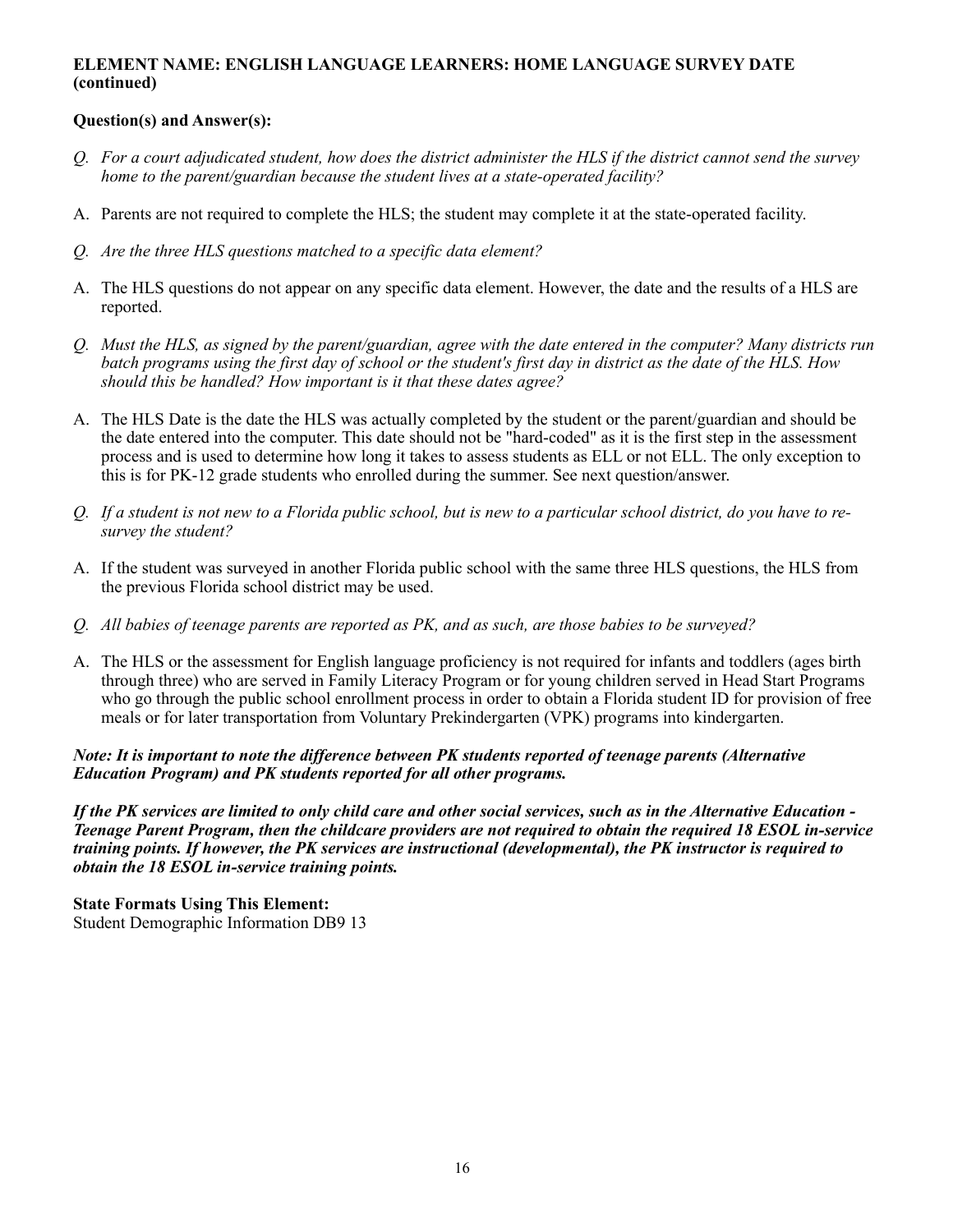**ELEMENT NAME: ENGLISH LANGUAGE LEARNERS: HOME LANGUAGE SURVEY DATE (continued)**

**Question(s) and Answer(s):**

*Q. For a court adjudicated student, how does the district administer the HLS if the district cannot send the survey home to the parent/guardian because the student lives at a state-operated facility?*

A. Parents are not required to complete the HLS; the student may complete it at the state-operated facility.

*Q. Are the three HLS questions matched to a specific data element?*

A. The HLS questions do not appear on any specific data element. However, the date and the results of a HLS are reported.

*Q. Must the HLS, as signed by the parent/guardian, agree with the date entered in the computer? Many districts run batch programs using the first day of school or the student's first day in district as the date of the HLS. How should this be handled? How important is it that these dates agree?*

A. The HLS Date is the date the HLS was actually completed by the student or the parent/guardian and should be the date entered into the computer. This date should not be "hard-coded" as it is the first step in the assessment process and is used to determine how long it takes to assess students as ELL or not ELL. The only exception to this is for PK-12 grade students who enrolled during the summer. See next question/answer.

*Q. If a student is not new to a Florida public school, but is new to a particular school district, do you have to re-survey the student?*

A. If the student was surveyed in another Florida public school with the same three HLS questions, the HLS from the previous Florida school district may be used.

*Q. All babies of teenage parents are reported as PK, and as such, are those babies to be surveyed?*

A. The HLS or the assessment for English language proficiency is not required for infants and toddlers (ages birth through three) who are served in Family Literacy Program or for young children served in Head Start Programs who go through the public school enrollment process in order to obtain a Florida student ID for provision of free meals or for later transportation from Voluntary Prekindergarten (VPK) programs into kindergarten.

***Note: It is important to note the difference between PK students reported of teenage parents (Alternative Education Program) and PK students reported for all other programs.***

***If the PK services are limited to only child care and other social services, such as in the Alternative Education - Teenage Parent Program, then the childcare providers are not required to obtain the required 18 ESOL in-service training points. If however, the PK services are instructional (developmental), the PK instructor is required to obtain the 18 ESOL in-service training points.***

**State Formats Using This Element:**
Student Demographic Information DB9 13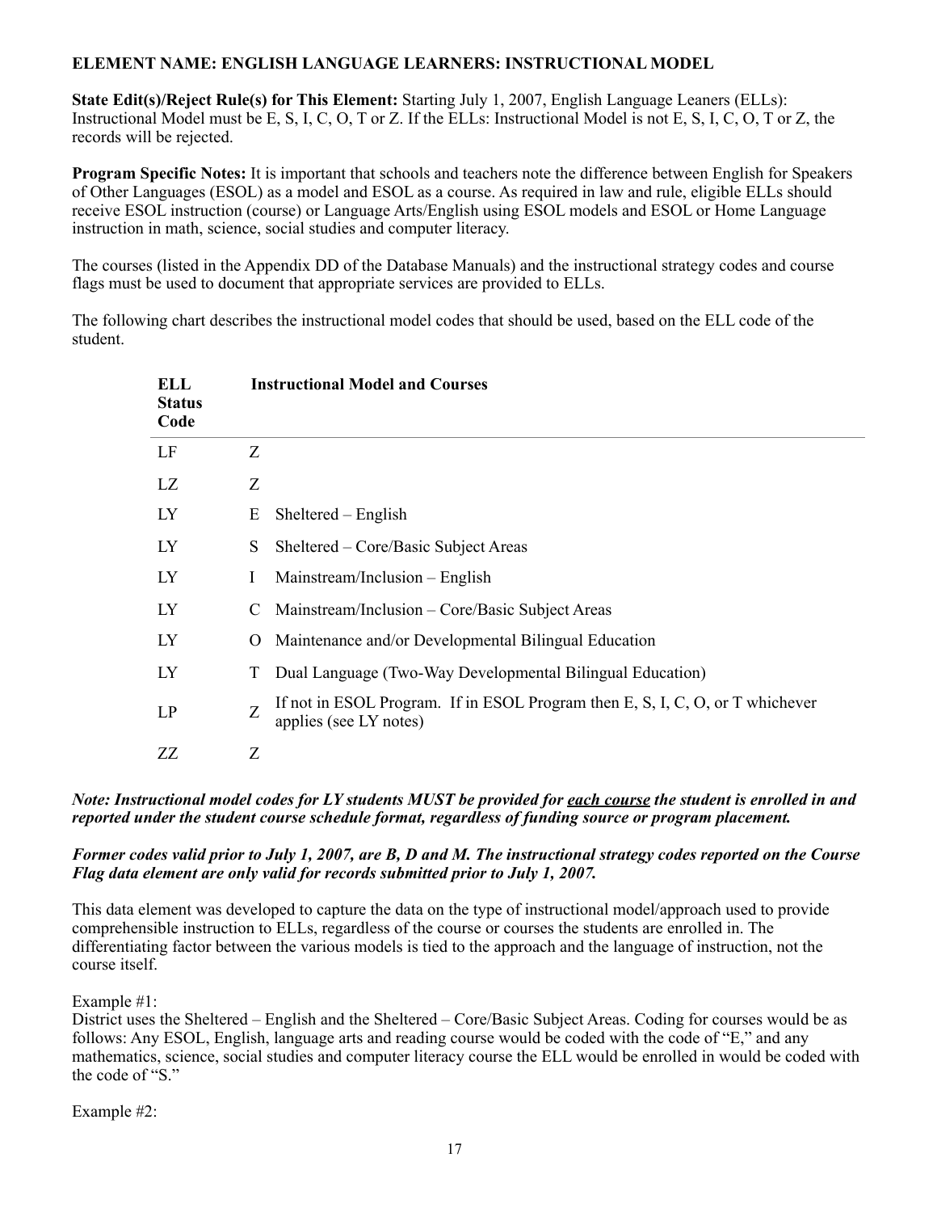**ELEMENT NAME: ENGLISH LANGUAGE LEARNERS: INSTRUCTIONAL MODEL**

**State Edit(s)/Reject Rule(s) for This Element:** Starting July 1, 2007, English Language Leaners (ELLs): Instructional Model must be E, S, I, C, O, T or Z. If the ELLs: Instructional Model is not E, S, I, C, O, T or Z, the records will be rejected.

**Program Specific Notes:** It is important that schools and teachers note the difference between English for Speakers of Other Languages (ESOL) as a model and ESOL as a course. As required in law and rule, eligible ELLs should receive ESOL instruction (course) or Language Arts/English using ESOL models and ESOL or Home Language instruction in math, science, social studies and computer literacy.

The courses (listed in the Appendix DD of the Database Manuals) and the instructional strategy codes and course flags must be used to document that appropriate services are provided to ELLs.

The following chart describes the instructional model codes that should be used, based on the ELL code of the student.

| ELL Status Code | Instructional Model and Courses | |
|---|---|---|
| LF | Z | |
| LZ | Z | |
| LY | E | Sheltered – English |
| LY | S | Sheltered – Core/Basic Subject Areas |
| LY | I | Mainstream/Inclusion – English |
| LY | C | Mainstream/Inclusion – Core/Basic Subject Areas |
| LY | O | Maintenance and/or Developmental Bilingual Education |
| LY | T | Dual Language (Two-Way Developmental Bilingual Education) |
| LP | Z | If not in ESOL Program. If in ESOL Program then E, S, I, C, O, or T whichever applies (see LY notes) |
| ZZ | Z | |

***Note: Instructional model codes for LY students MUST be provided for <u>each course</u> the student is enrolled in and reported under the student course schedule format, regardless of funding source or program placement.***

***Former codes valid prior to July 1, 2007, are B, D and M. The instructional strategy codes reported on the Course Flag data element are only valid for records submitted prior to July 1, 2007.***

This data element was developed to capture the data on the type of instructional model/approach used to provide comprehensible instruction to ELLs, regardless of the course or courses the students are enrolled in. The differentiating factor between the various models is tied to the approach and the language of instruction, not the course itself.

Example #1:
District uses the Sheltered – English and the Sheltered – Core/Basic Subject Areas. Coding for courses would be as follows: Any ESOL, English, language arts and reading course would be coded with the code of "E," and any mathematics, science, social studies and computer literacy course the ELL would be enrolled in would be coded with the code of "S."

Example #2: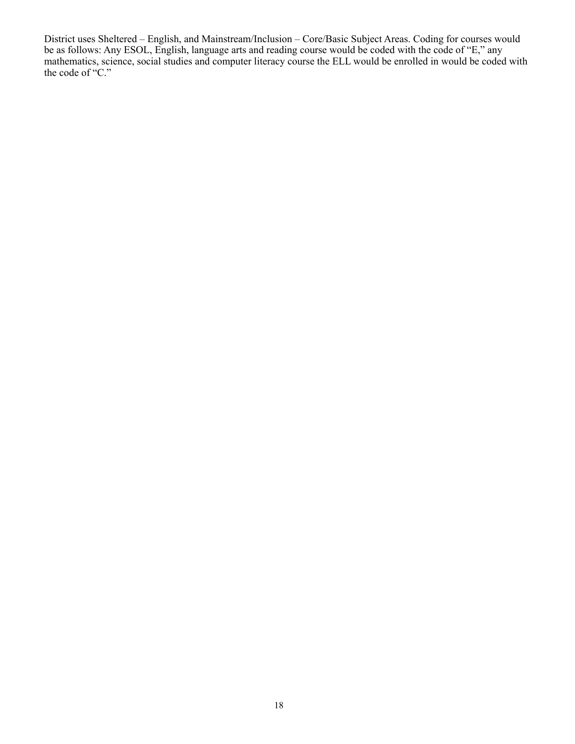District uses Sheltered – English, and Mainstream/Inclusion – Core/Basic Subject Areas. Coding for courses would be as follows: Any ESOL, English, language arts and reading course would be coded with the code of “E,” any mathematics, science, social studies and computer literacy course the ELL would be enrolled in would be coded with the code of “C.”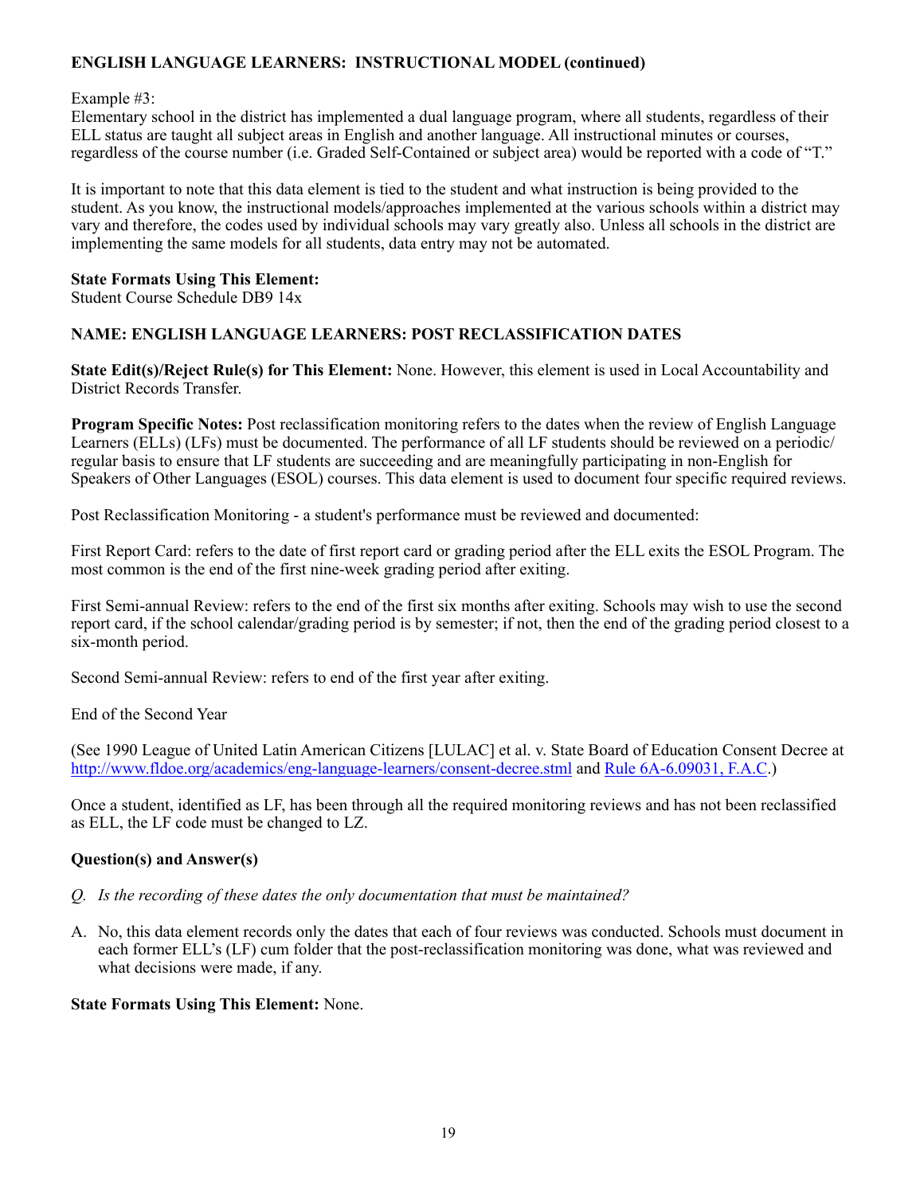**ENGLISH LANGUAGE LEARNERS: INSTRUCTIONAL MODEL (continued)**

Example #3:
Elementary school in the district has implemented a dual language program, where all students, regardless of their ELL status are taught all subject areas in English and another language. All instructional minutes or courses, regardless of the course number (i.e. Graded Self-Contained or subject area) would be reported with a code of "T."

It is important to note that this data element is tied to the student and what instruction is being provided to the student. As you know, the instructional models/approaches implemented at the various schools within a district may vary and therefore, the codes used by individual schools may vary greatly also. Unless all schools in the district are implementing the same models for all students, data entry may not be automated.

**State Formats Using This Element:**
Student Course Schedule DB9 14x

**NAME: ENGLISH LANGUAGE LEARNERS: POST RECLASSIFICATION DATES**

**State Edit(s)/Reject Rule(s) for This Element:** None. However, this element is used in Local Accountability and District Records Transfer.

**Program Specific Notes:** Post reclassification monitoring refers to the dates when the review of English Language Learners (ELLs) (LFs) must be documented. The performance of all LF students should be reviewed on a periodic/regular basis to ensure that LF students are succeeding and are meaningfully participating in non-English for Speakers of Other Languages (ESOL) courses. This data element is used to document four specific required reviews.

Post Reclassification Monitoring - a student's performance must be reviewed and documented:

First Report Card: refers to the date of first report card or grading period after the ELL exits the ESOL Program. The most common is the end of the first nine-week grading period after exiting.

First Semi-annual Review: refers to the end of the first six months after exiting. Schools may wish to use the second report card, if the school calendar/grading period is by semester; if not, then the end of the grading period closest to a six-month period.

Second Semi-annual Review: refers to end of the first year after exiting.

End of the Second Year

(See 1990 League of United Latin American Citizens [LULAC] et al. v. State Board of Education Consent Decree at http://www.fldoe.org/academics/eng-language-learners/consent-decree.stml and Rule 6A-6.09031, F.A.C.)

Once a student, identified as LF, has been through all the required monitoring reviews and has not been reclassified as ELL, the LF code must be changed to LZ.

**Question(s) and Answer(s)**

*Q. Is the recording of these dates the only documentation that must be maintained?*

A. No, this data element records only the dates that each of four reviews was conducted. Schools must document in each former ELL's (LF) cum folder that the post-reclassification monitoring was done, what was reviewed and what decisions were made, if any.

**State Formats Using This Element:** None.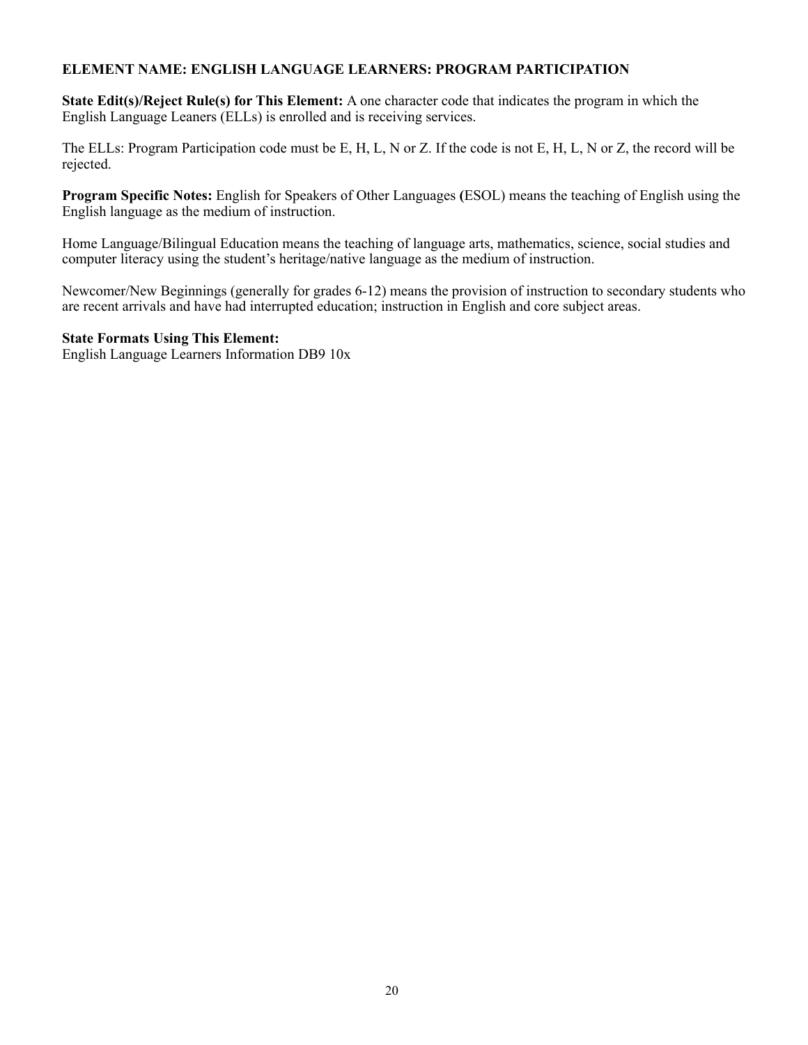**ELEMENT NAME: ENGLISH LANGUAGE LEARNERS: PROGRAM PARTICIPATION**

**State Edit(s)/Reject Rule(s) for This Element:** A one character code that indicates the program in which the English Language Leaners (ELLs) is enrolled and is receiving services.

The ELLs: Program Participation code must be E, H, L, N or Z. If the code is not E, H, L, N or Z, the record will be rejected.

**Program Specific Notes:** English for Speakers of Other Languages **(**ESOL) means the teaching of English using the English language as the medium of instruction.

Home Language/Bilingual Education means the teaching of language arts, mathematics, science, social studies and computer literacy using the student's heritage/native language as the medium of instruction.

Newcomer/New Beginnings (generally for grades 6-12) means the provision of instruction to secondary students who are recent arrivals and have had interrupted education; instruction in English and core subject areas.

**State Formats Using This Element:**
English Language Learners Information DB9 10x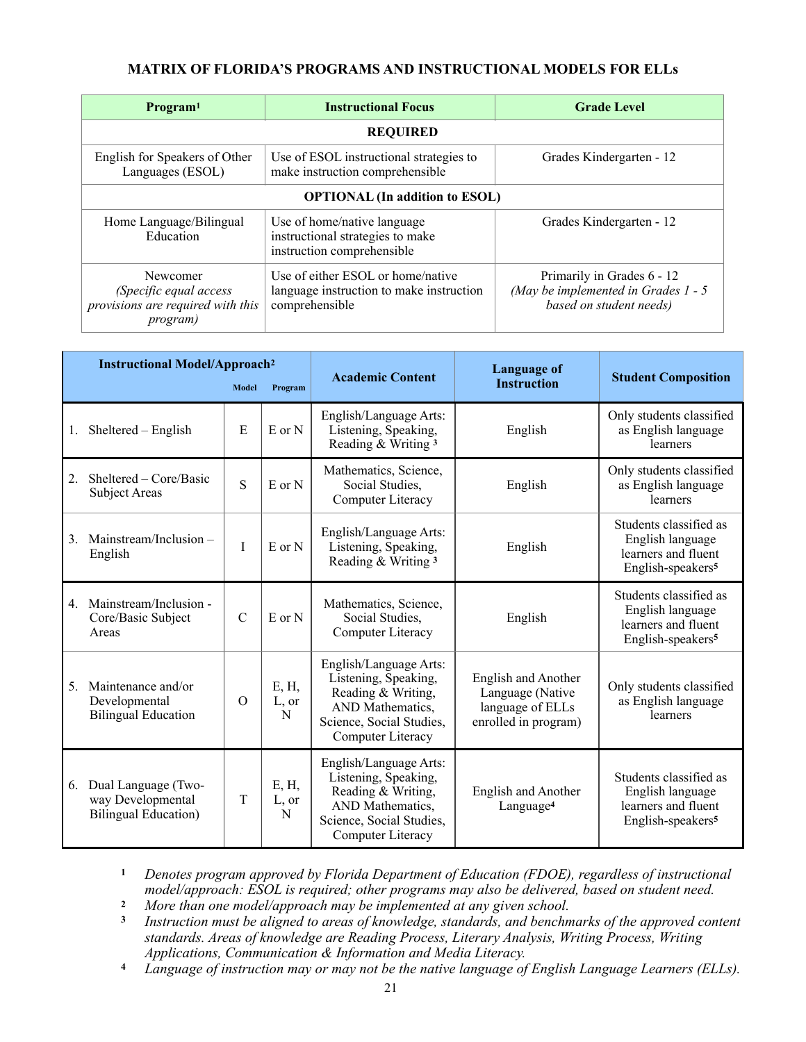## MATRIX OF FLORIDA'S PROGRAMS AND INSTRUCTIONAL MODELS FOR ELLs

| Program[1] | Instructional Focus | Grade Level |
|---|---|---|
| **REQUIRED** | | |
| English for Speakers of Other Languages (ESOL) | Use of ESOL instructional strategies to make instruction comprehensible | Grades Kindergarten - 12 |
| **OPTIONAL (In addition to ESOL)** | | |
| Home Language/Bilingual Education | Use of home/native language instructional strategies to make instruction comprehensible | Grades Kindergarten - 12 |
| Newcomer *(Specific equal access provisions are required with this program)* | Use of either ESOL or home/native language instruction to make instruction comprehensible | Primarily in Grades 6 - 12 *(May be implemented in Grades 1 - 5 based on student needs)* |

| Instructional Model/Approach[2] | Model | Program | Academic Content | Language of Instruction | Student Composition |
|---|---|---|---|---|---|
| 1. Sheltered – English | E | E or N | English/Language Arts: Listening, Speaking, Reading & Writing [3] | English | Only students classified as English language learners |
| 2. Sheltered – Core/Basic Subject Areas | S | E or N | Mathematics, Science, Social Studies, Computer Literacy | English | Only students classified as English language learners |
| 3. Mainstream/Inclusion – English | I | E or N | English/Language Arts: Listening, Speaking, Reading & Writing [3] | English | Students classified as English language learners and fluent English-speakers[5] |
| 4. Mainstream/Inclusion - Core/Basic Subject Areas | C | E or N | Mathematics, Science, Social Studies, Computer Literacy | English | Students classified as English language learners and fluent English-speakers[5] |
| 5. Maintenance and/or Developmental Bilingual Education | O | E, H, L, or N | English/Language Arts: Listening, Speaking, Reading & Writing, AND Mathematics, Science, Social Studies, Computer Literacy | English and Another Language (Native language of ELLs enrolled in program) | Only students classified as English language learners |
| 6. Dual Language (Two-way Developmental Bilingual Education) | T | E, H, L, or N | English/Language Arts: Listening, Speaking, Reading & Writing, AND Mathematics, Science, Social Studies, Computer Literacy | English and Another Language[4] | Students classified as English language learners and fluent English-speakers[5] |

[1] *Denotes program approved by Florida Department of Education (FDOE), regardless of instructional model/approach: ESOL is required; other programs may also be delivered, based on student need.*

[2] *More than one model/approach may be implemented at any given school.*

[3] *Instruction must be aligned to areas of knowledge, standards, and benchmarks of the approved content standards. Areas of knowledge are Reading Process, Literary Analysis, Writing Process, Writing Applications, Communication & Information and Media Literacy.*

[4] *Language of instruction may or may not be the native language of English Language Learners (ELLs).*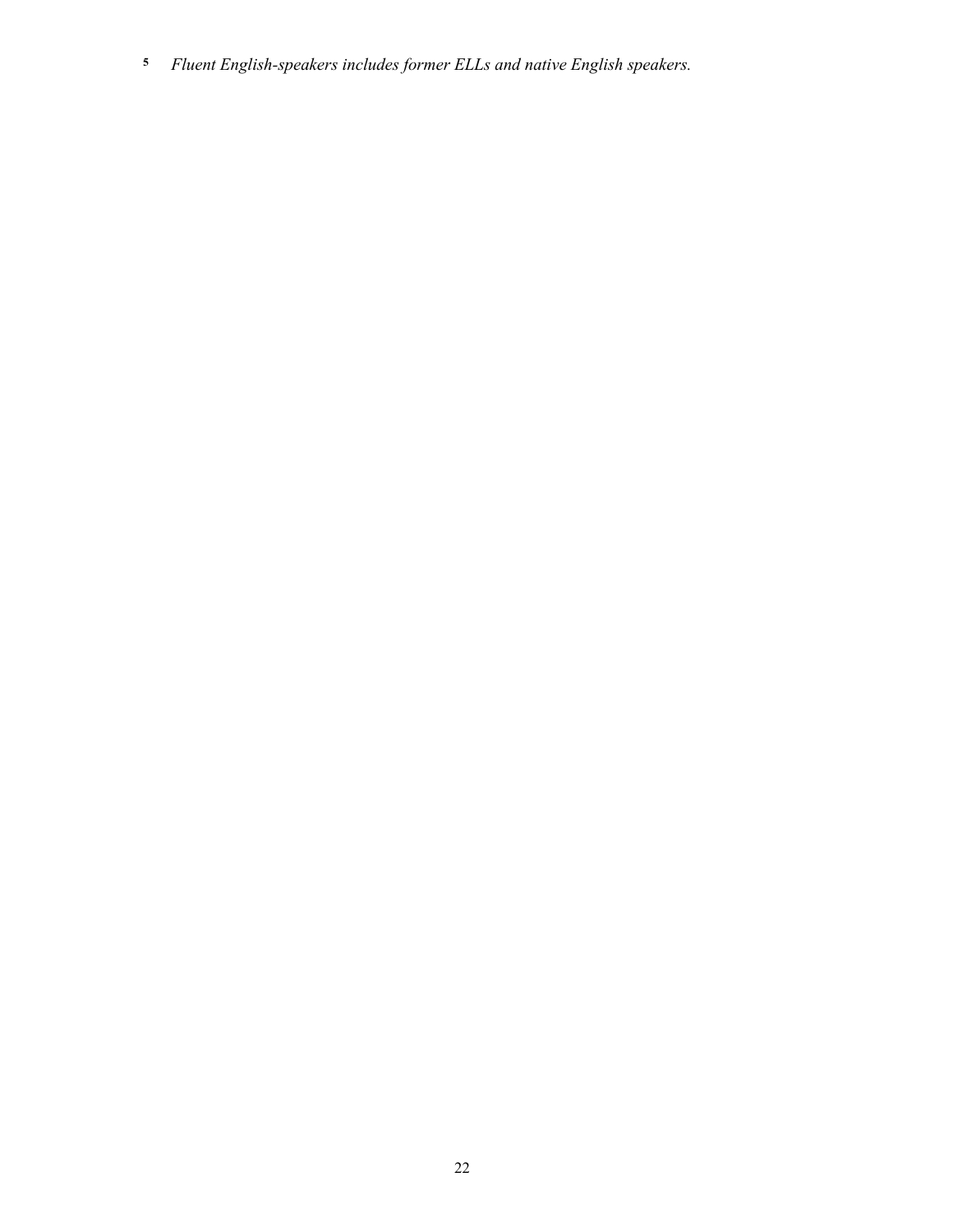[5] *Fluent English-speakers includes former ELLs and native English speakers.*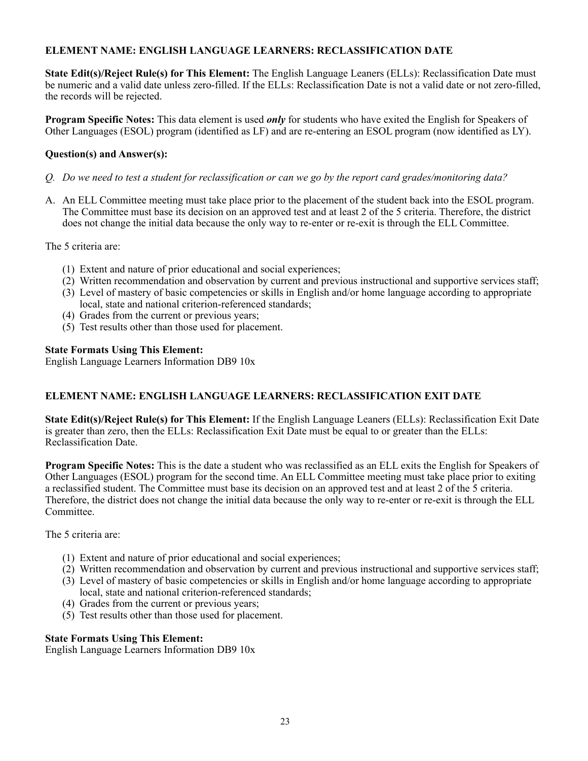### ELEMENT NAME: ENGLISH LANGUAGE LEARNERS: RECLASSIFICATION DATE

**State Edit(s)/Reject Rule(s) for This Element:** The English Language Leaners (ELLs): Reclassification Date must be numeric and a valid date unless zero-filled. If the ELLs: Reclassification Date is not a valid date or not zero-filled, the records will be rejected.

**Program Specific Notes:** This data element is used ***only*** for students who have exited the English for Speakers of Other Languages (ESOL) program (identified as LF) and are re-entering an ESOL program (now identified as LY).

**Question(s) and Answer(s):**

*Q. Do we need to test a student for reclassification or can we go by the report card grades/monitoring data?*

A. An ELL Committee meeting must take place prior to the placement of the student back into the ESOL program. The Committee must base its decision on an approved test and at least 2 of the 5 criteria. Therefore, the district does not change the initial data because the only way to re-enter or re-exit is through the ELL Committee.

The 5 criteria are:

(1) Extent and nature of prior educational and social experiences;
(2) Written recommendation and observation by current and previous instructional and supportive services staff;
(3) Level of mastery of basic competencies or skills in English and/or home language according to appropriate local, state and national criterion-referenced standards;
(4) Grades from the current or previous years;
(5) Test results other than those used for placement.

**State Formats Using This Element:**
English Language Learners Information DB9 10x

### ELEMENT NAME: ENGLISH LANGUAGE LEARNERS: RECLASSIFICATION EXIT DATE

**State Edit(s)/Reject Rule(s) for This Element:** If the English Language Leaners (ELLs): Reclassification Exit Date is greater than zero, then the ELLs: Reclassification Exit Date must be equal to or greater than the ELLs: Reclassification Date.

**Program Specific Notes:** This is the date a student who was reclassified as an ELL exits the English for Speakers of Other Languages (ESOL) program for the second time. An ELL Committee meeting must take place prior to exiting a reclassified student. The Committee must base its decision on an approved test and at least 2 of the 5 criteria. Therefore, the district does not change the initial data because the only way to re-enter or re-exit is through the ELL Committee.

The 5 criteria are:

(1) Extent and nature of prior educational and social experiences;
(2) Written recommendation and observation by current and previous instructional and supportive services staff;
(3) Level of mastery of basic competencies or skills in English and/or home language according to appropriate local, state and national criterion-referenced standards;
(4) Grades from the current or previous years;
(5) Test results other than those used for placement.

**State Formats Using This Element:**
English Language Learners Information DB9 10x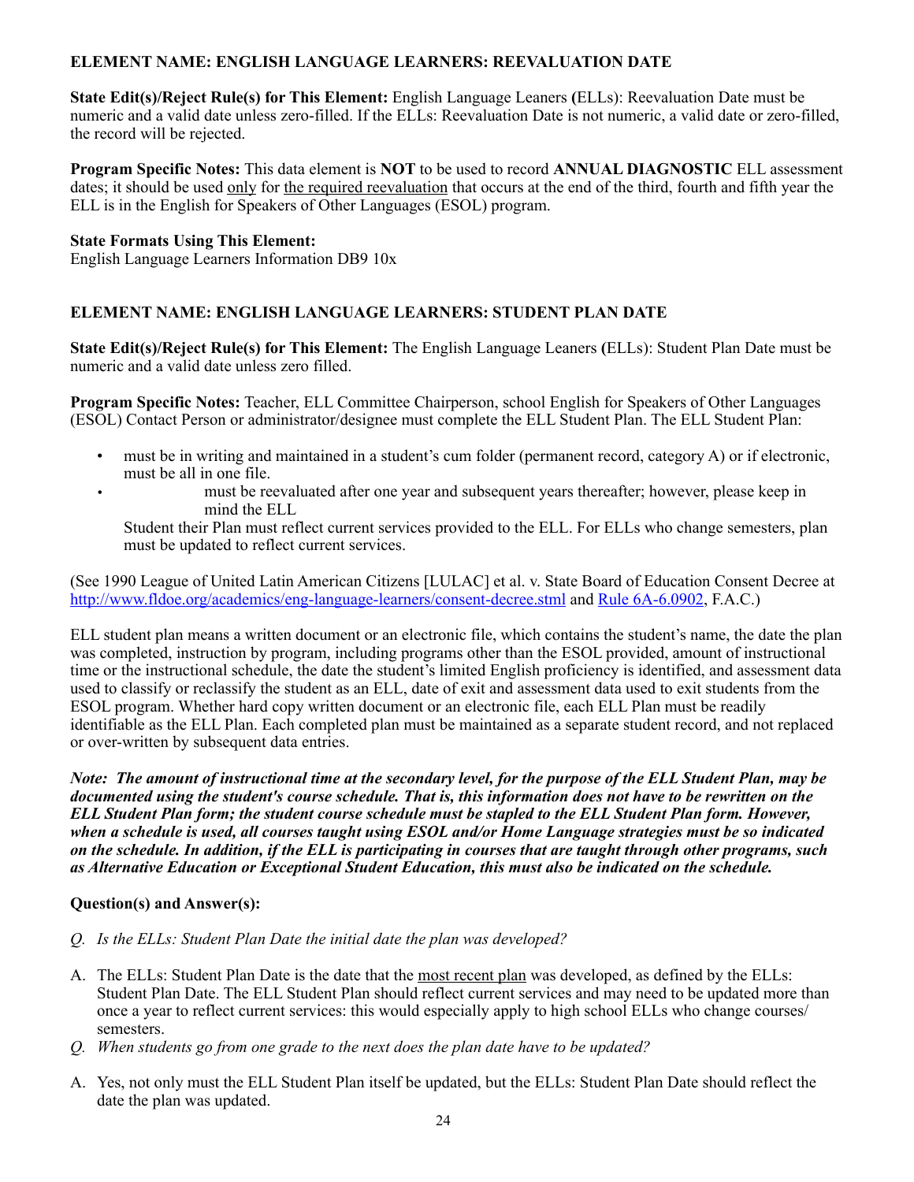**ELEMENT NAME: ENGLISH LANGUAGE LEARNERS: REEVALUATION DATE**

**State Edit(s)/Reject Rule(s) for This Element:** English Language Leaners **(**ELLs): Reevaluation Date must be numeric and a valid date unless zero-filled. If the ELLs: Reevaluation Date is not numeric, a valid date or zero-filled, the record will be rejected.

**Program Specific Notes:** This data element is **NOT** to be used to record **ANNUAL DIAGNOSTIC** ELL assessment dates; it should be used only for the required reevaluation that occurs at the end of the third, fourth and fifth year the ELL is in the English for Speakers of Other Languages (ESOL) program.

**State Formats Using This Element:**
English Language Learners Information DB9 10x

**ELEMENT NAME: ENGLISH LANGUAGE LEARNERS: STUDENT PLAN DATE**

**State Edit(s)/Reject Rule(s) for This Element:** The English Language Leaners **(**ELLs): Student Plan Date must be numeric and a valid date unless zero filled.

**Program Specific Notes:** Teacher, ELL Committee Chairperson, school English for Speakers of Other Languages (ESOL) Contact Person or administrator/designee must complete the ELL Student Plan. The ELL Student Plan:

- must be in writing and maintained in a student's cum folder (permanent record, category A) or if electronic, must be all in one file.
- must be reevaluated after one year and subsequent years thereafter; however, please keep in mind the ELL
  Student their Plan must reflect current services provided to the ELL. For ELLs who change semesters, plan must be updated to reflect current services.

(See 1990 League of United Latin American Citizens [LULAC] et al. v. State Board of Education Consent Decree at http://www.fldoe.org/academics/eng-language-learners/consent-decree.stml and Rule 6A-6.0902, F.A.C.)

ELL student plan means a written document or an electronic file, which contains the student's name, the date the plan was completed, instruction by program, including programs other than the ESOL provided, amount of instructional time or the instructional schedule, the date the student's limited English proficiency is identified, and assessment data used to classify or reclassify the student as an ELL, date of exit and assessment data used to exit students from the ESOL program. Whether hard copy written document or an electronic file, each ELL Plan must be readily identifiable as the ELL Plan. Each completed plan must be maintained as a separate student record, and not replaced or over-written by subsequent data entries.

***Note: The amount of instructional time at the secondary level, for the purpose of the ELL Student Plan, may be documented using the student's course schedule. That is, this information does not have to be rewritten on the ELL Student Plan form; the student course schedule must be stapled to the ELL Student Plan form. However, when a schedule is used, all courses taught using ESOL and/or Home Language strategies must be so indicated on the schedule. In addition, if the ELL is participating in courses that are taught through other programs, such as Alternative Education or Exceptional Student Education, this must also be indicated on the schedule.***

**Question(s) and Answer(s):**

*Q. Is the ELLs: Student Plan Date the initial date the plan was developed?*

A. The ELLs: Student Plan Date is the date that the most recent plan was developed, as defined by the ELLs: Student Plan Date. The ELL Student Plan should reflect current services and may need to be updated more than once a year to reflect current services: this would especially apply to high school ELLs who change courses/semesters.

*Q. When students go from one grade to the next does the plan date have to be updated?*

A. Yes, not only must the ELL Student Plan itself be updated, but the ELLs: Student Plan Date should reflect the date the plan was updated.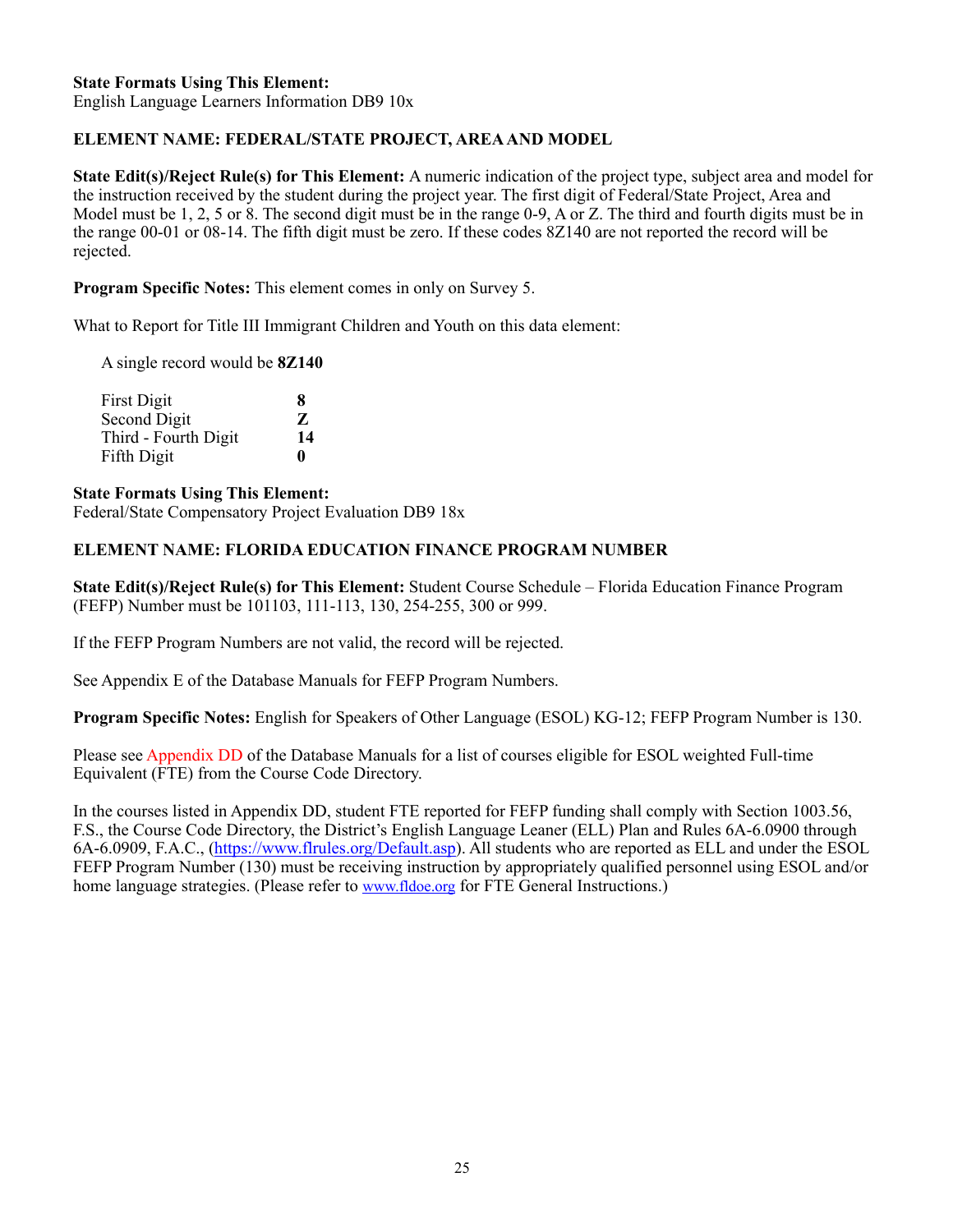**State Formats Using This Element:**
English Language Learners Information DB9 10x

**ELEMENT NAME: FEDERAL/STATE PROJECT, AREA AND MODEL**

**State Edit(s)/Reject Rule(s) for This Element:** A numeric indication of the project type, subject area and model for the instruction received by the student during the project year. The first digit of Federal/State Project, Area and Model must be 1, 2, 5 or 8. The second digit must be in the range 0-9, A or Z. The third and fourth digits must be in the range 00-01 or 08-14. The fifth digit must be zero. If these codes 8Z140 are not reported the record will be rejected.

**Program Specific Notes:** This element comes in only on Survey 5.

What to Report for Title III Immigrant Children and Youth on this data element:

A single record would be **8Z140**

| | |
|---|---|
| First Digit | **8** |
| Second Digit | **Z** |
| Third - Fourth Digit | **14** |
| Fifth Digit | **0** |

**State Formats Using This Element:**
Federal/State Compensatory Project Evaluation DB9 18x

**ELEMENT NAME: FLORIDA EDUCATION FINANCE PROGRAM NUMBER**

**State Edit(s)/Reject Rule(s) for This Element:** Student Course Schedule – Florida Education Finance Program (FEFP) Number must be 101103, 111-113, 130, 254-255, 300 or 999.

If the FEFP Program Numbers are not valid, the record will be rejected.

See Appendix E of the Database Manuals for FEFP Program Numbers.

**Program Specific Notes:** English for Speakers of Other Language (ESOL) KG-12; FEFP Program Number is 130.

Please see Appendix DD of the Database Manuals for a list of courses eligible for ESOL weighted Full-time Equivalent (FTE) from the Course Code Directory.

In the courses listed in Appendix DD, student FTE reported for FEFP funding shall comply with Section 1003.56, F.S., the Course Code Directory, the District's English Language Leaner (ELL) Plan and Rules 6A-6.0900 through 6A-6.0909, F.A.C., (https://www.flrules.org/Default.asp). All students who are reported as ELL and under the ESOL FEFP Program Number (130) must be receiving instruction by appropriately qualified personnel using ESOL and/or home language strategies. (Please refer to www.fldoe.org for FTE General Instructions.)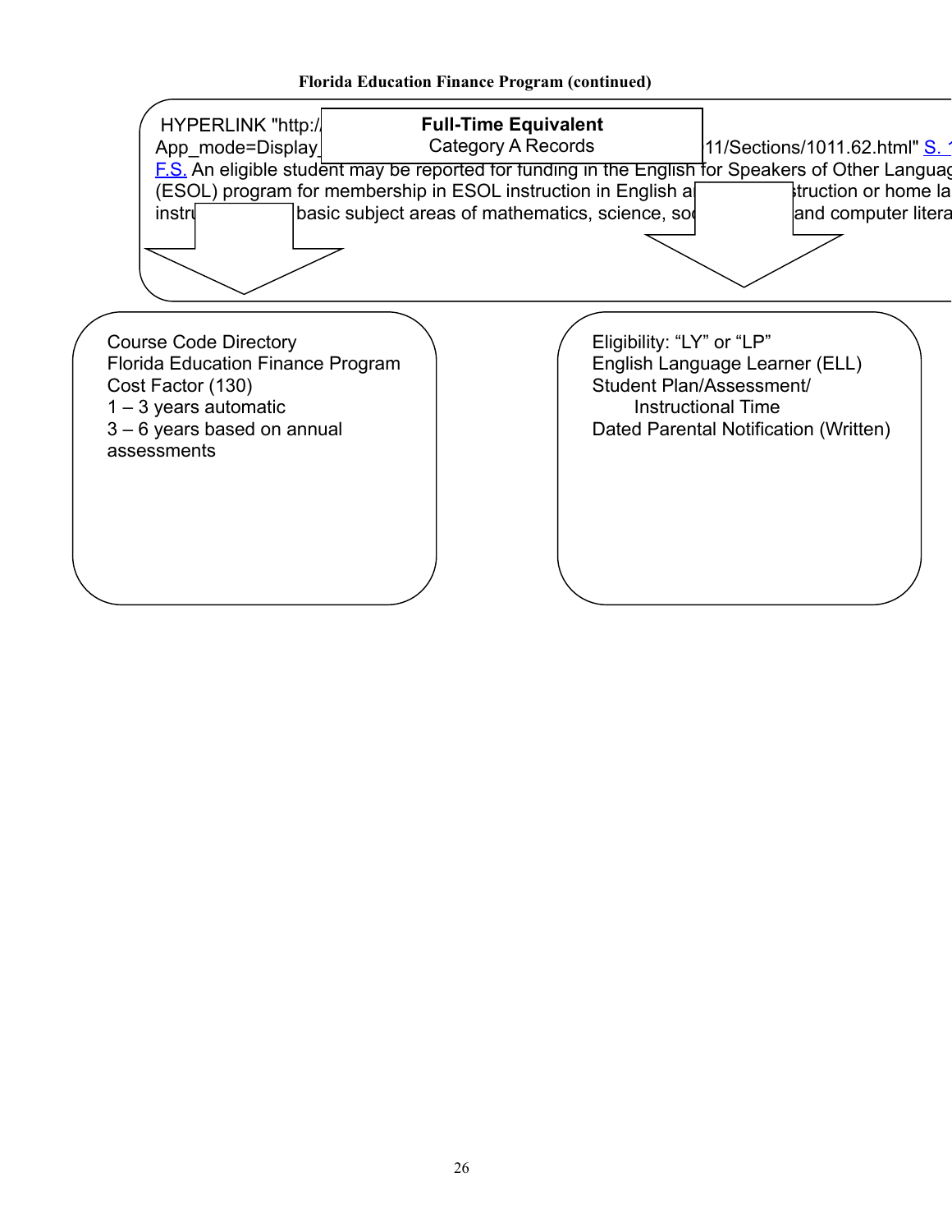**Florida Education Finance Program (continued)**

**Full-Time Equivalent**
Category A Records

HYPERLINK "http:/ ... App_mode=Display_ ... 11/Sections/1011.62.html" S. 1 F.S. An eligible student may be reported for funding in the English for Speakers of Other Languag (ESOL) program for membership in ESOL instruction in English a ... struction or home la instru ... basic subject areas of mathematics, science, so ... and computer litera

Course Code Directory
Florida Education Finance Program
Cost Factor (130)
1 – 3 years automatic
3 – 6 years based on annual assessments

Eligibility: "LY" or "LP"
English Language Learner (ELL)
Student Plan/Assessment/
Instructional Time
Dated Parental Notification (Written)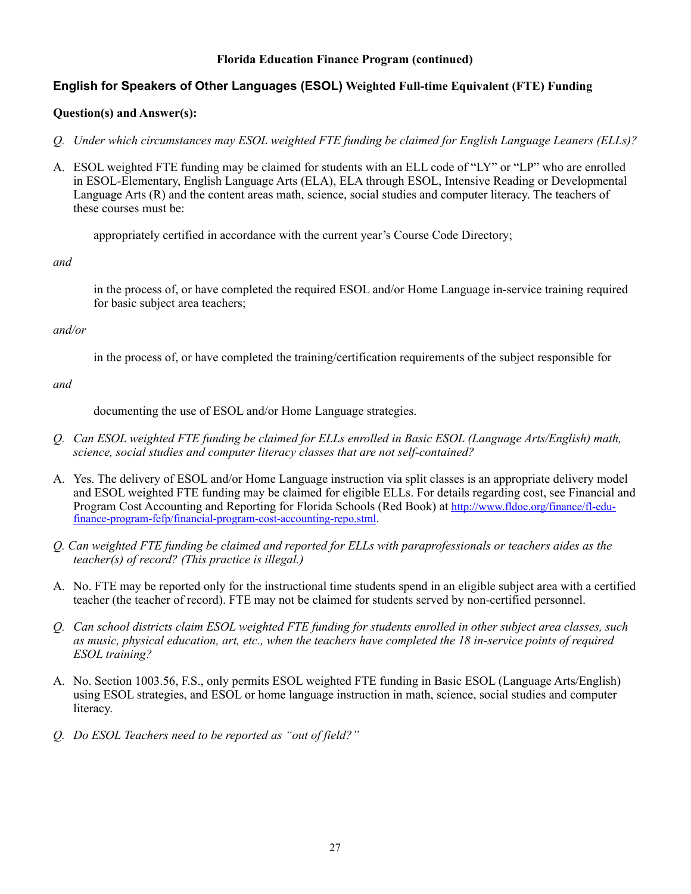**Florida Education Finance Program (continued)**

## English for Speakers of Other Languages (ESOL) Weighted Full-time Equivalent (FTE) Funding

**Question(s) and Answer(s):**

*Q. Under which circumstances may ESOL weighted FTE funding be claimed for English Language Leaners (ELLs)?*

A. ESOL weighted FTE funding may be claimed for students with an ELL code of "LY" or "LP" who are enrolled in ESOL-Elementary, English Language Arts (ELA), ELA through ESOL, Intensive Reading or Developmental Language Arts (R) and the content areas math, science, social studies and computer literacy. The teachers of these courses must be:

> appropriately certified in accordance with the current year's Course Code Directory;

*and*

> in the process of, or have completed the required ESOL and/or Home Language in-service training required for basic subject area teachers;

*and/or*

> in the process of, or have completed the training/certification requirements of the subject responsible for

*and*

> documenting the use of ESOL and/or Home Language strategies.

*Q. Can ESOL weighted FTE funding be claimed for ELLs enrolled in Basic ESOL (Language Arts/English) math, science, social studies and computer literacy classes that are not self-contained?*

A. Yes. The delivery of ESOL and/or Home Language instruction via split classes is an appropriate delivery model and ESOL weighted FTE funding may be claimed for eligible ELLs. For details regarding cost, see Financial and Program Cost Accounting and Reporting for Florida Schools (Red Book) at http://www.fldoe.org/finance/fl-edu-finance-program-fefp/financial-program-cost-accounting-repo.stml.

*Q. Can weighted FTE funding be claimed and reported for ELLs with paraprofessionals or teachers aides as the teacher(s) of record? (This practice is illegal.)*

A. No. FTE may be reported only for the instructional time students spend in an eligible subject area with a certified teacher (the teacher of record). FTE may not be claimed for students served by non-certified personnel.

*Q. Can school districts claim ESOL weighted FTE funding for students enrolled in other subject area classes, such as music, physical education, art, etc., when the teachers have completed the 18 in-service points of required ESOL training?*

A. No. Section 1003.56, F.S., only permits ESOL weighted FTE funding in Basic ESOL (Language Arts/English) using ESOL strategies, and ESOL or home language instruction in math, science, social studies and computer literacy.

*Q. Do ESOL Teachers need to be reported as "out of field?"*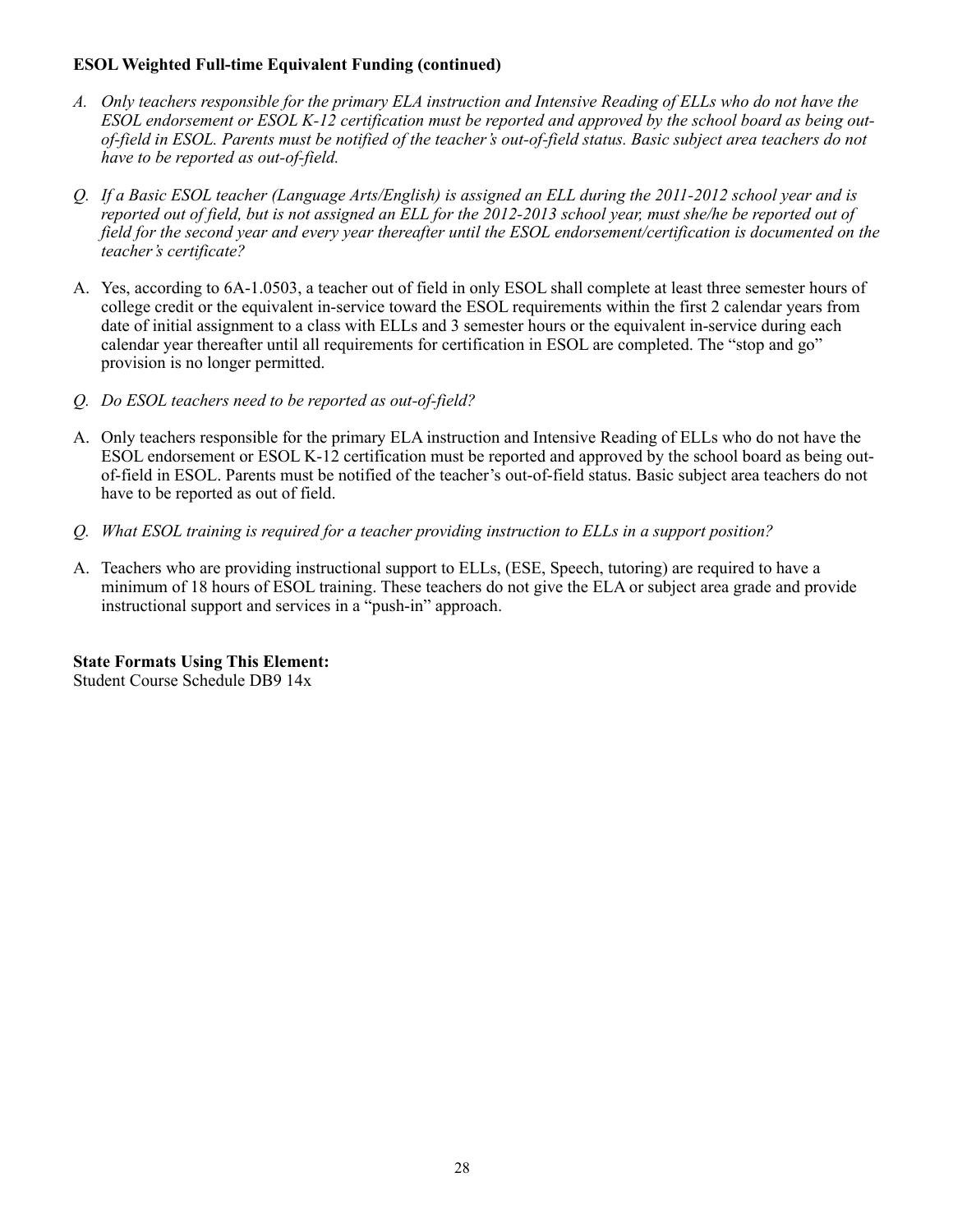**ESOL Weighted Full-time Equivalent Funding (continued)**

*A. Only teachers responsible for the primary ELA instruction and Intensive Reading of ELLs who do not have the ESOL endorsement or ESOL K-12 certification must be reported and approved by the school board as being out-of-field in ESOL. Parents must be notified of the teacher's out-of-field status. Basic subject area teachers do not have to be reported as out-of-field.*

*Q. If a Basic ESOL teacher (Language Arts/English) is assigned an ELL during the 2011-2012 school year and is reported out of field, but is not assigned an ELL for the 2012-2013 school year, must she/he be reported out of field for the second year and every year thereafter until the ESOL endorsement/certification is documented on the teacher's certificate?*

A. Yes, according to 6A-1.0503, a teacher out of field in only ESOL shall complete at least three semester hours of college credit or the equivalent in-service toward the ESOL requirements within the first 2 calendar years from date of initial assignment to a class with ELLs and 3 semester hours or the equivalent in-service during each calendar year thereafter until all requirements for certification in ESOL are completed. The "stop and go" provision is no longer permitted.

*Q. Do ESOL teachers need to be reported as out-of-field?*

A. Only teachers responsible for the primary ELA instruction and Intensive Reading of ELLs who do not have the ESOL endorsement or ESOL K-12 certification must be reported and approved by the school board as being out-of-field in ESOL. Parents must be notified of the teacher's out-of-field status. Basic subject area teachers do not have to be reported as out of field.

*Q. What ESOL training is required for a teacher providing instruction to ELLs in a support position?*

A. Teachers who are providing instructional support to ELLs, (ESE, Speech, tutoring) are required to have a minimum of 18 hours of ESOL training. These teachers do not give the ELA or subject area grade and provide instructional support and services in a "push-in" approach.

**State Formats Using This Element:**
Student Course Schedule DB9 14x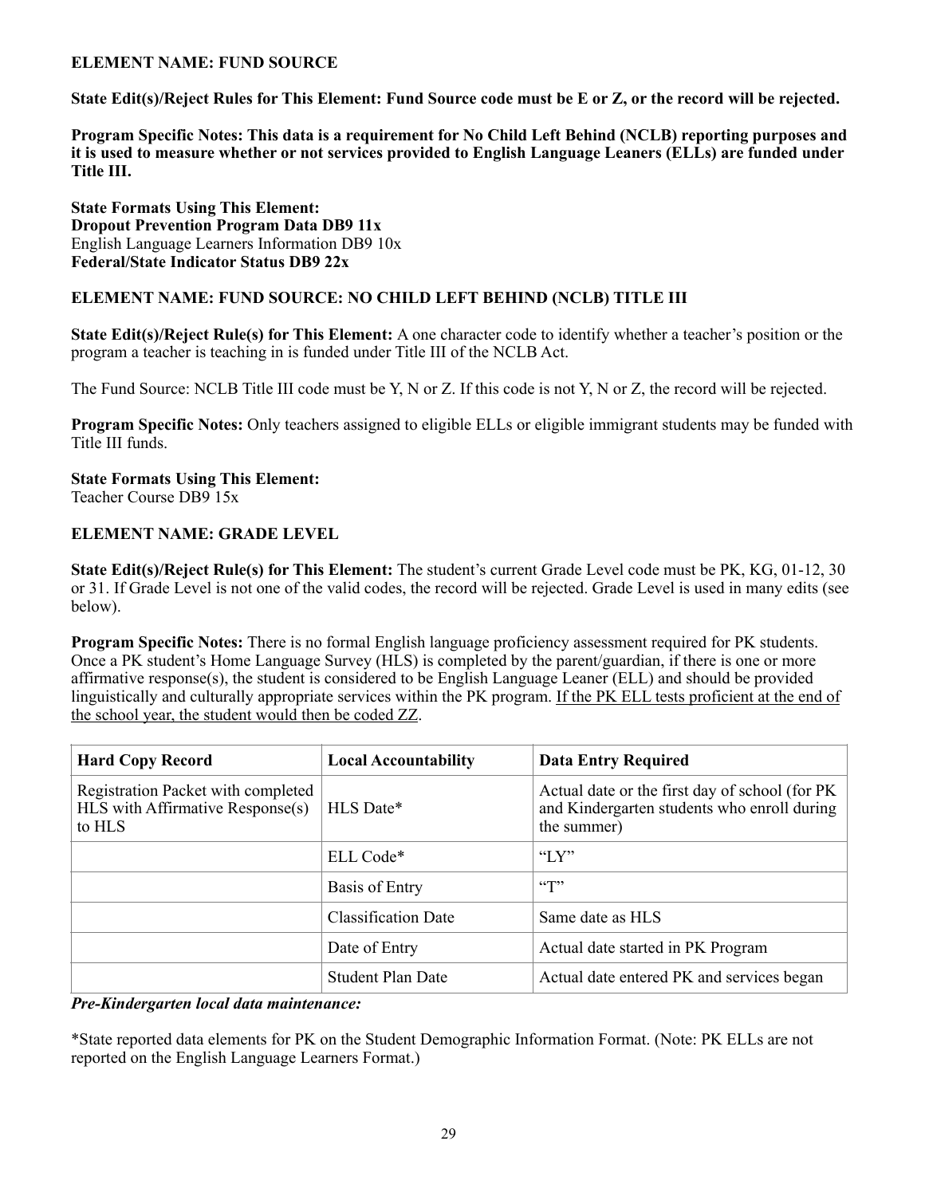**ELEMENT NAME: FUND SOURCE**

**State Edit(s)/Reject Rules for This Element: Fund Source code must be E or Z, or the record will be rejected.**

**Program Specific Notes: This data is a requirement for No Child Left Behind (NCLB) reporting purposes and it is used to measure whether or not services provided to English Language Leaners (ELLs) are funded under Title III.**

**State Formats Using This Element:**
**Dropout Prevention Program Data DB9 11x**
English Language Learners Information DB9 10x
**Federal/State Indicator Status DB9 22x**

**ELEMENT NAME: FUND SOURCE: NO CHILD LEFT BEHIND (NCLB) TITLE III**

**State Edit(s)/Reject Rule(s) for This Element:** A one character code to identify whether a teacher's position or the program a teacher is teaching in is funded under Title III of the NCLB Act.

The Fund Source: NCLB Title III code must be Y, N or Z. If this code is not Y, N or Z, the record will be rejected.

**Program Specific Notes:** Only teachers assigned to eligible ELLs or eligible immigrant students may be funded with Title III funds.

**State Formats Using This Element:**
Teacher Course DB9 15x

**ELEMENT NAME: GRADE LEVEL**

**State Edit(s)/Reject Rule(s) for This Element:** The student's current Grade Level code must be PK, KG, 01-12, 30 or 31. If Grade Level is not one of the valid codes, the record will be rejected. Grade Level is used in many edits (see below).

**Program Specific Notes:** There is no formal English language proficiency assessment required for PK students. Once a PK student's Home Language Survey (HLS) is completed by the parent/guardian, if there is one or more affirmative response(s), the student is considered to be English Language Leaner (ELL) and should be provided linguistically and culturally appropriate services within the PK program. <u>If the PK ELL tests proficient at the end of the school year, the student would then be coded ZZ</u>.

| Hard Copy Record | Local Accountability | Data Entry Required |
|---|---|---|
| Registration Packet with completed HLS with Affirmative Response(s) to HLS | HLS Date* | Actual date or the first day of school (for PK and Kindergarten students who enroll during the summer) |
| | ELL Code* | "LY" |
| | Basis of Entry | "T" |
| | Classification Date | Same date as HLS |
| | Date of Entry | Actual date started in PK Program |
| | Student Plan Date | Actual date entered PK and services began |

***Pre-Kindergarten local data maintenance:***

*State reported data elements for PK on the Student Demographic Information Format. (Note: PK ELLs are not reported on the English Language Learners Format.)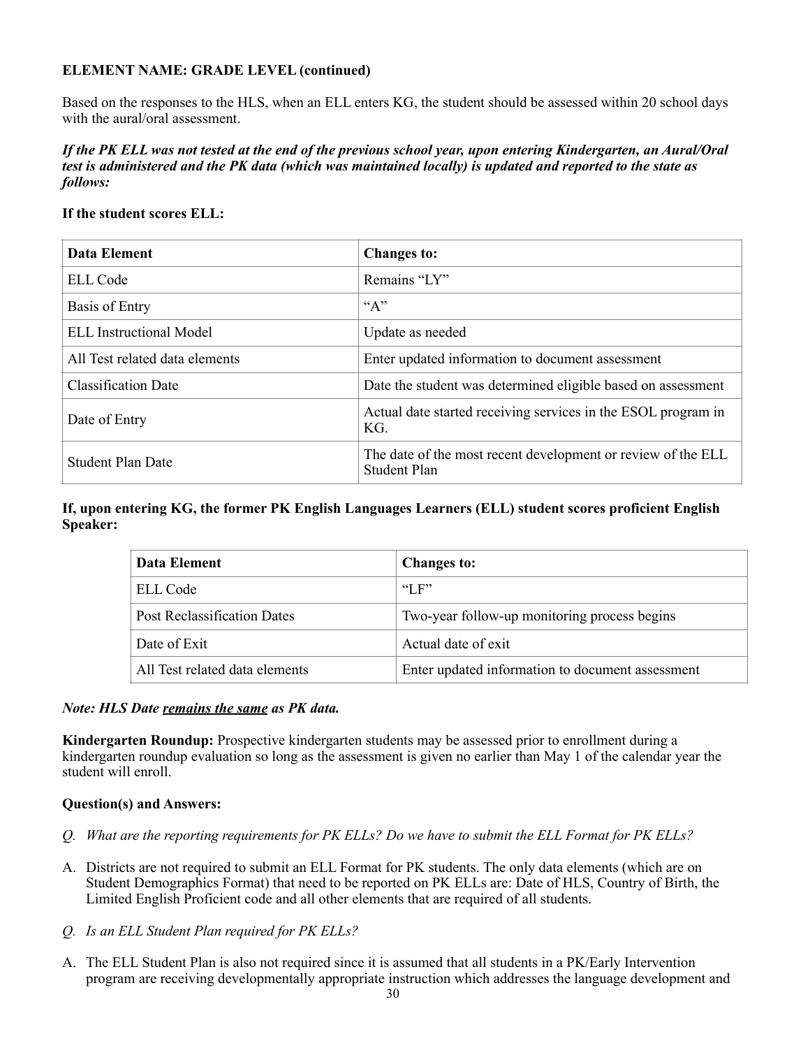**ELEMENT NAME: GRADE LEVEL (continued)**

Based on the responses to the HLS, when an ELL enters KG, the student should be assessed within 20 school days with the aural/oral assessment.

***If the PK ELL was not tested at the end of the previous school year, upon entering Kindergarten, an Aural/Oral test is administered and the PK data (which was maintained locally) is updated and reported to the state as follows:***

**If the student scores ELL:**

| **Data Element** | **Changes to:** |
|---|---|
| ELL Code | Remains "LY" |
| Basis of Entry | "A" |
| ELL Instructional Model | Update as needed |
| All Test related data elements | Enter updated information to document assessment |
| Classification Date | Date the student was determined eligible based on assessment |
| Date of Entry | Actual date started receiving services in the ESOL program in KG. |
| Student Plan Date | The date of the most recent development or review of the ELL Student Plan |

**If, upon entering KG, the former PK English Languages Learners (ELL) student scores proficient English Speaker:**

| **Data Element** | **Changes to:** |
|---|---|
| ELL Code | "LF" |
| Post Reclassification Dates | Two-year follow-up monitoring process begins |
| Date of Exit | Actual date of exit |
| All Test related data elements | Enter updated information to document assessment |

***Note: HLS Date <u>remains the same</u> as PK data.***

**Kindergarten Roundup:** Prospective kindergarten students may be assessed prior to enrollment during a kindergarten roundup evaluation so long as the assessment is given no earlier than May 1 of the calendar year the student will enroll.

**Question(s) and Answers:**

*Q. What are the reporting requirements for PK ELLs? Do we have to submit the ELL Format for PK ELLs?*

A. Districts are not required to submit an ELL Format for PK students. The only data elements (which are on Student Demographics Format) that need to be reported on PK ELLs are: Date of HLS, Country of Birth, the Limited English Proficient code and all other elements that are required of all students.

*Q. Is an ELL Student Plan required for PK ELLs?*

A. The ELL Student Plan is also not required since it is assumed that all students in a PK/Early Intervention program are receiving developmentally appropriate instruction which addresses the language development and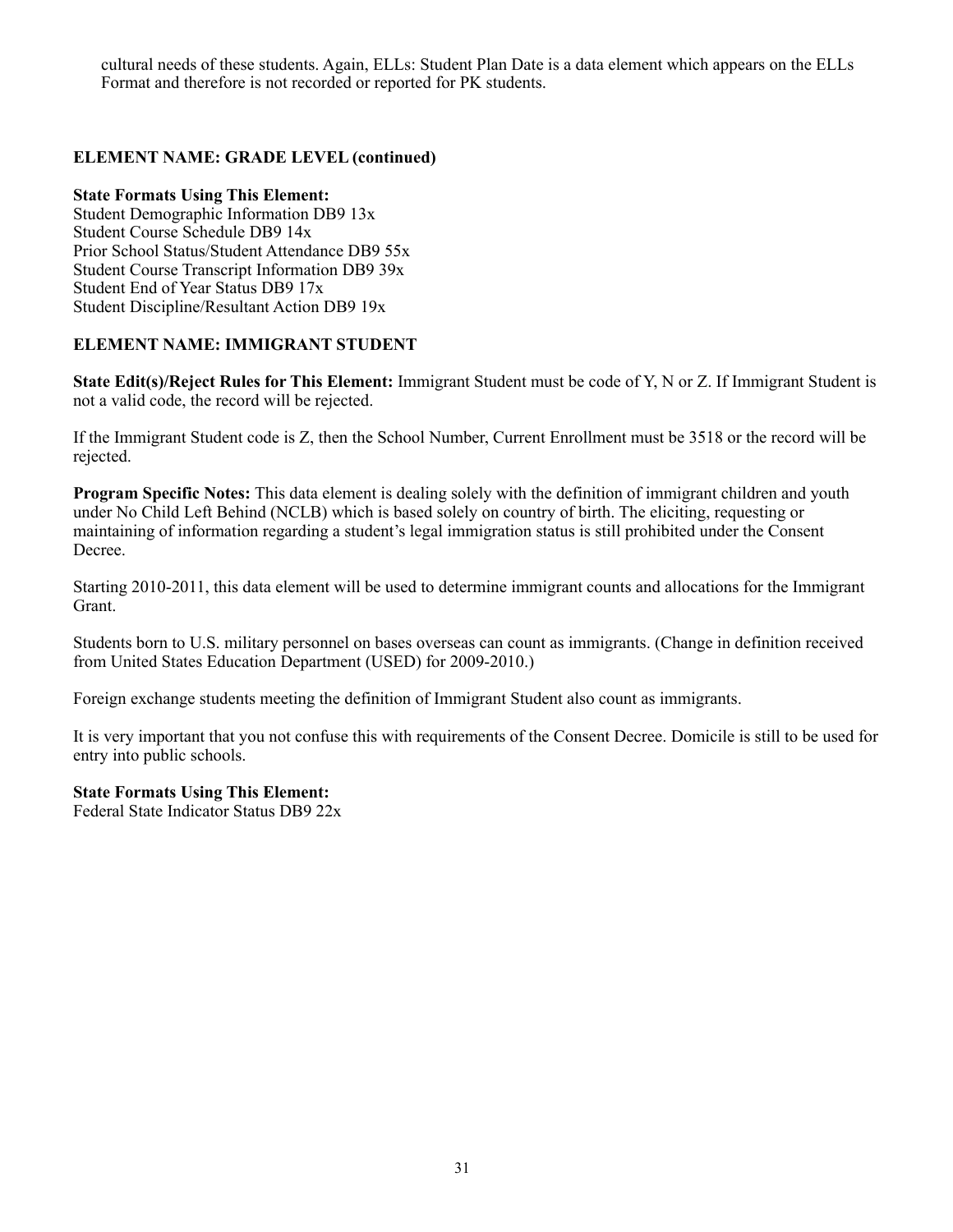cultural needs of these students. Again, ELLs: Student Plan Date is a data element which appears on the ELLs Format and therefore is not recorded or reported for PK students.

**ELEMENT NAME: GRADE LEVEL (continued)**

**State Formats Using This Element:**
Student Demographic Information DB9 13x
Student Course Schedule DB9 14x
Prior School Status/Student Attendance DB9 55x
Student Course Transcript Information DB9 39x
Student End of Year Status DB9 17x
Student Discipline/Resultant Action DB9 19x

**ELEMENT NAME: IMMIGRANT STUDENT**

**State Edit(s)/Reject Rules for This Element:** Immigrant Student must be code of Y, N or Z. If Immigrant Student is not a valid code, the record will be rejected.

If the Immigrant Student code is Z, then the School Number, Current Enrollment must be 3518 or the record will be rejected.

**Program Specific Notes:** This data element is dealing solely with the definition of immigrant children and youth under No Child Left Behind (NCLB) which is based solely on country of birth. The eliciting, requesting or maintaining of information regarding a student's legal immigration status is still prohibited under the Consent Decree.

Starting 2010-2011, this data element will be used to determine immigrant counts and allocations for the Immigrant Grant.

Students born to U.S. military personnel on bases overseas can count as immigrants. (Change in definition received from United States Education Department (USED) for 2009-2010.)

Foreign exchange students meeting the definition of Immigrant Student also count as immigrants.

It is very important that you not confuse this with requirements of the Consent Decree. Domicile is still to be used for entry into public schools.

**State Formats Using This Element:**
Federal State Indicator Status DB9 22x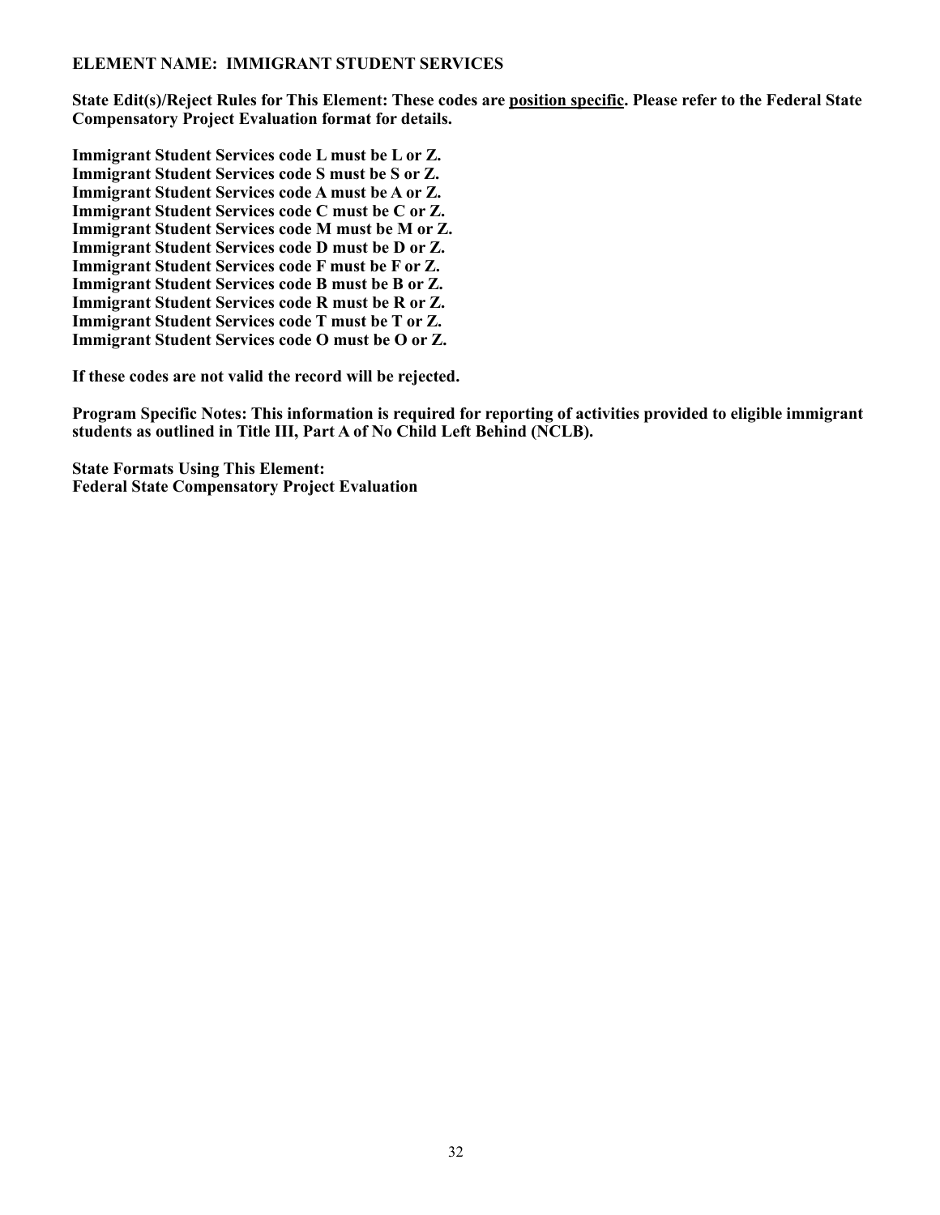**ELEMENT NAME: IMMIGRANT STUDENT SERVICES**

**State Edit(s)/Reject Rules for This Element: These codes are <u>position specific</u>. Please refer to the Federal State Compensatory Project Evaluation format for details.**

**Immigrant Student Services code L must be L or Z.**
**Immigrant Student Services code S must be S or Z.**
**Immigrant Student Services code A must be A or Z.**
**Immigrant Student Services code C must be C or Z.**
**Immigrant Student Services code M must be M or Z.**
**Immigrant Student Services code D must be D or Z.**
**Immigrant Student Services code F must be F or Z.**
**Immigrant Student Services code B must be B or Z.**
**Immigrant Student Services code R must be R or Z.**
**Immigrant Student Services code T must be T or Z.**
**Immigrant Student Services code O must be O or Z.**

**If these codes are not valid the record will be rejected.**

**Program Specific Notes: This information is required for reporting of activities provided to eligible immigrant students as outlined in Title III, Part A of No Child Left Behind (NCLB).**

**State Formats Using This Element:**
**Federal State Compensatory Project Evaluation**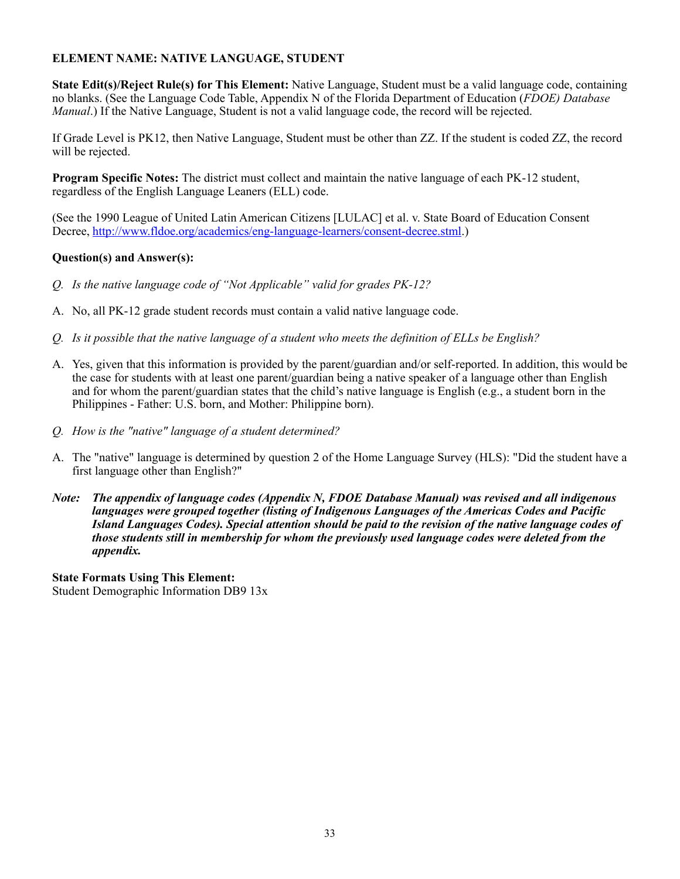**ELEMENT NAME: NATIVE LANGUAGE, STUDENT**

**State Edit(s)/Reject Rule(s) for This Element:** Native Language, Student must be a valid language code, containing no blanks. (See the Language Code Table, Appendix N of the Florida Department of Education (*FDOE) Database Manual*.) If the Native Language, Student is not a valid language code, the record will be rejected.

If Grade Level is PK12, then Native Language, Student must be other than ZZ. If the student is coded ZZ, the record will be rejected.

**Program Specific Notes:** The district must collect and maintain the native language of each PK-12 student, regardless of the English Language Leaners (ELL) code.

(See the 1990 League of United Latin American Citizens [LULAC] et al. v. State Board of Education Consent Decree, http://www.fldoe.org/academics/eng-language-learners/consent-decree.stml.)

**Question(s) and Answer(s):**

*Q. Is the native language code of "Not Applicable" valid for grades PK-12?*

A. No, all PK-12 grade student records must contain a valid native language code.

*Q. Is it possible that the native language of a student who meets the definition of ELLs be English?*

A. Yes, given that this information is provided by the parent/guardian and/or self-reported. In addition, this would be the case for students with at least one parent/guardian being a native speaker of a language other than English and for whom the parent/guardian states that the child's native language is English (e.g., a student born in the Philippines - Father: U.S. born, and Mother: Philippine born).

*Q. How is the "native" language of a student determined?*

A. The "native" language is determined by question 2 of the Home Language Survey (HLS): "Did the student have a first language other than English?"

***Note: The appendix of language codes (Appendix N, FDOE Database Manual) was revised and all indigenous languages were grouped together (listing of Indigenous Languages of the Americas Codes and Pacific Island Languages Codes). Special attention should be paid to the revision of the native language codes of those students still in membership for whom the previously used language codes were deleted from the appendix.***

**State Formats Using This Element:**
Student Demographic Information DB9 13x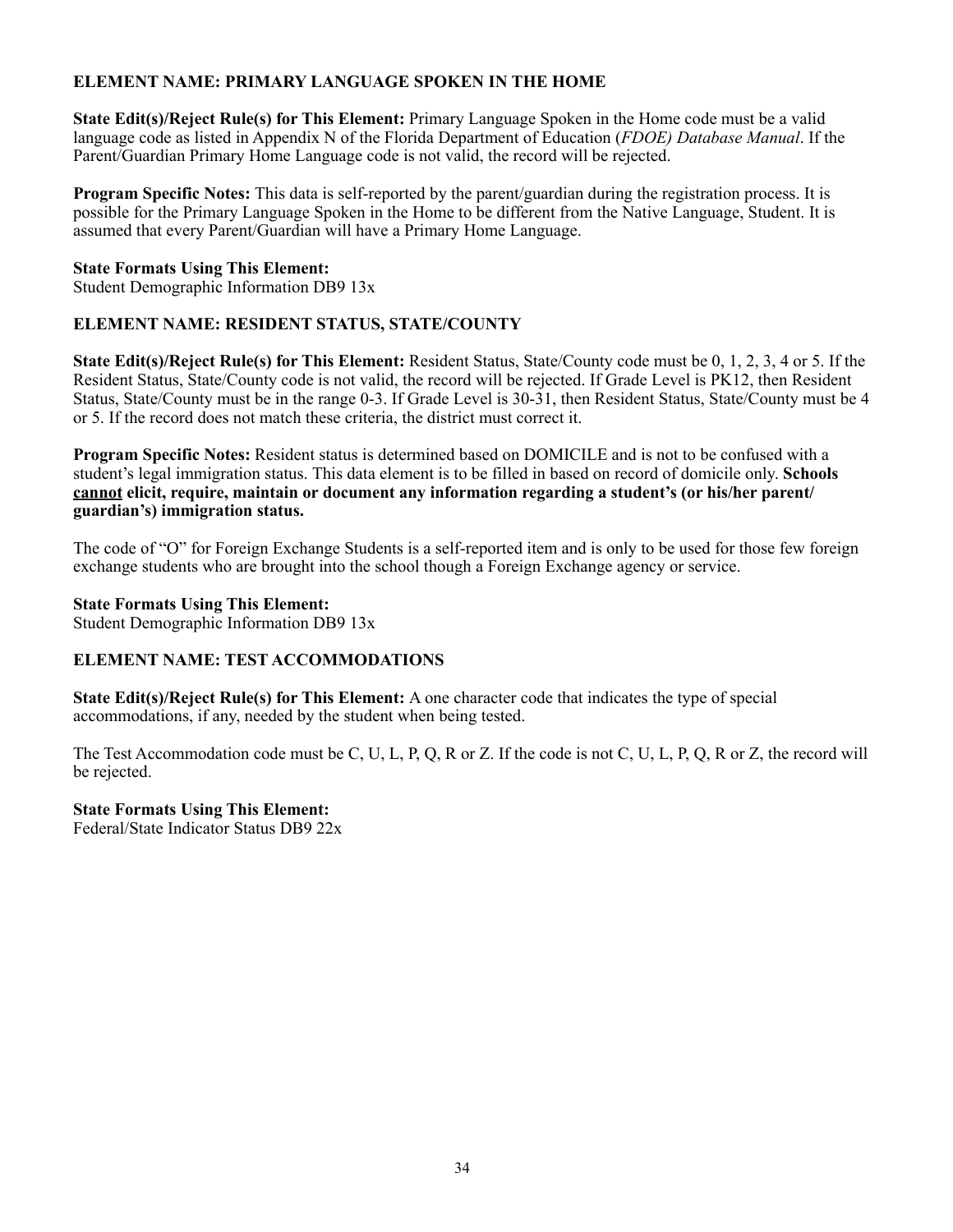**ELEMENT NAME: PRIMARY LANGUAGE SPOKEN IN THE HOME**

**State Edit(s)/Reject Rule(s) for This Element:** Primary Language Spoken in the Home code must be a valid language code as listed in Appendix N of the Florida Department of Education (*FDOE) Database Manual*. If the Parent/Guardian Primary Home Language code is not valid, the record will be rejected.

**Program Specific Notes:** This data is self-reported by the parent/guardian during the registration process. It is possible for the Primary Language Spoken in the Home to be different from the Native Language, Student. It is assumed that every Parent/Guardian will have a Primary Home Language.

**State Formats Using This Element:**
Student Demographic Information DB9 13x

**ELEMENT NAME: RESIDENT STATUS, STATE/COUNTY**

**State Edit(s)/Reject Rule(s) for This Element:** Resident Status, State/County code must be 0, 1, 2, 3, 4 or 5. If the Resident Status, State/County code is not valid, the record will be rejected. If Grade Level is PK12, then Resident Status, State/County must be in the range 0-3. If Grade Level is 30-31, then Resident Status, State/County must be 4 or 5. If the record does not match these criteria, the district must correct it.

**Program Specific Notes:** Resident status is determined based on DOMICILE and is not to be confused with a student's legal immigration status. This data element is to be filled in based on record of domicile only. **Schools <u>cannot</u> elicit, require, maintain or document any information regarding a student's (or his/her parent/ guardian's) immigration status.**

The code of "O" for Foreign Exchange Students is a self-reported item and is only to be used for those few foreign exchange students who are brought into the school though a Foreign Exchange agency or service.

**State Formats Using This Element:**
Student Demographic Information DB9 13x

**ELEMENT NAME: TEST ACCOMMODATIONS**

**State Edit(s)/Reject Rule(s) for This Element:** A one character code that indicates the type of special accommodations, if any, needed by the student when being tested.

The Test Accommodation code must be C, U, L, P, Q, R or Z. If the code is not C, U, L, P, Q, R or Z, the record will be rejected.

**State Formats Using This Element:**
Federal/State Indicator Status DB9 22x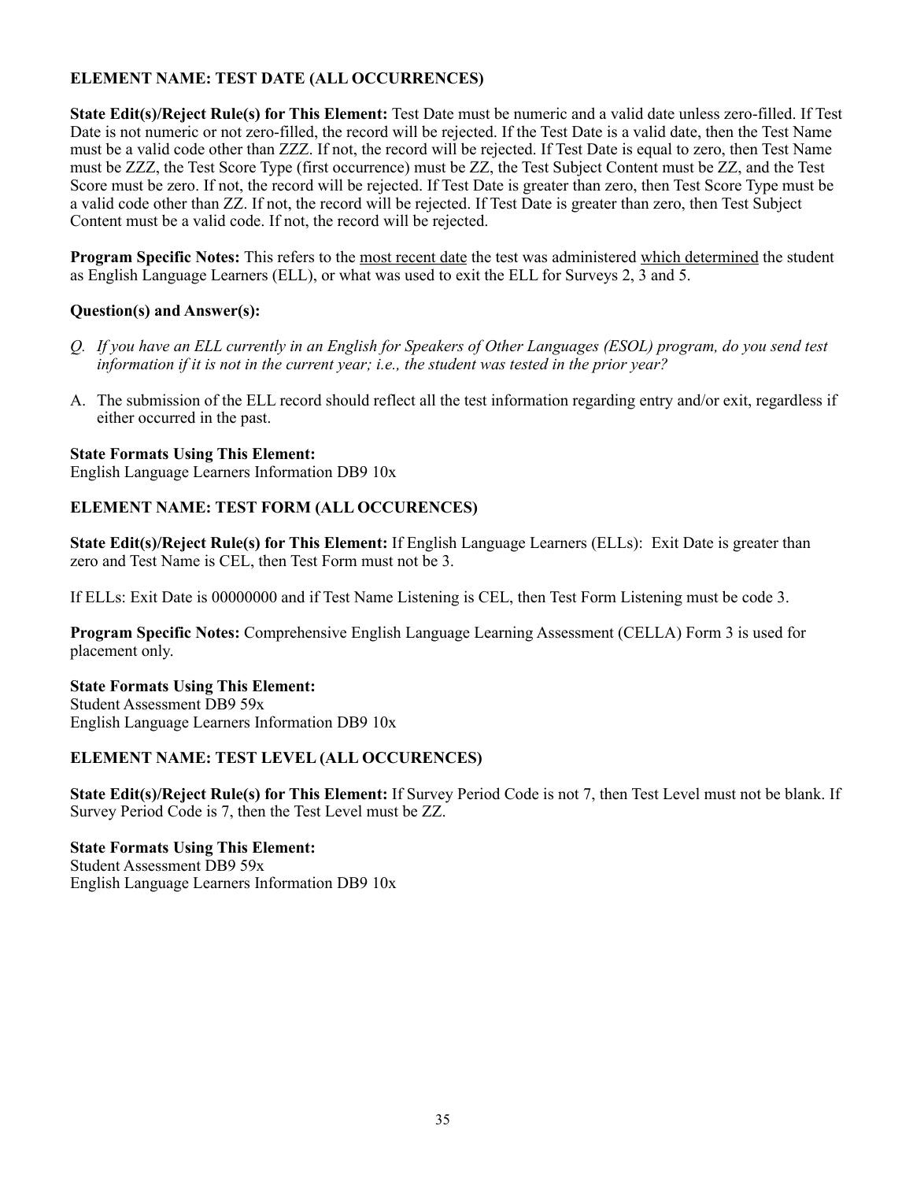**ELEMENT NAME: TEST DATE (ALL OCCURRENCES)**

**State Edit(s)/Reject Rule(s) for This Element:** Test Date must be numeric and a valid date unless zero-filled. If Test Date is not numeric or not zero-filled, the record will be rejected. If the Test Date is a valid date, then the Test Name must be a valid code other than ZZZ. If not, the record will be rejected. If Test Date is equal to zero, then Test Name must be ZZZ, the Test Score Type (first occurrence) must be ZZ, the Test Subject Content must be ZZ, and the Test Score must be zero. If not, the record will be rejected. If Test Date is greater than zero, then Test Score Type must be a valid code other than ZZ. If not, the record will be rejected. If Test Date is greater than zero, then Test Subject Content must be a valid code. If not, the record will be rejected.

**Program Specific Notes:** This refers to the most recent date the test was administered which determined the student as English Language Learners (ELL), or what was used to exit the ELL for Surveys 2, 3 and 5.

**Question(s) and Answer(s):**

*Q. If you have an ELL currently in an English for Speakers of Other Languages (ESOL) program, do you send test information if it is not in the current year; i.e., the student was tested in the prior year?*

A. The submission of the ELL record should reflect all the test information regarding entry and/or exit, regardless if either occurred in the past.

**State Formats Using This Element:**
English Language Learners Information DB9 10x

**ELEMENT NAME: TEST FORM (ALL OCCURENCES)**

**State Edit(s)/Reject Rule(s) for This Element:** If English Language Learners (ELLs): Exit Date is greater than zero and Test Name is CEL, then Test Form must not be 3.

If ELLs: Exit Date is 00000000 and if Test Name Listening is CEL, then Test Form Listening must be code 3.

**Program Specific Notes:** Comprehensive English Language Learning Assessment (CELLA) Form 3 is used for placement only.

**State Formats Using This Element:**
Student Assessment DB9 59x
English Language Learners Information DB9 10x

**ELEMENT NAME: TEST LEVEL (ALL OCCURENCES)**

**State Edit(s)/Reject Rule(s) for This Element:** If Survey Period Code is not 7, then Test Level must not be blank. If Survey Period Code is 7, then the Test Level must be ZZ.

**State Formats Using This Element:**
Student Assessment DB9 59x
English Language Learners Information DB9 10x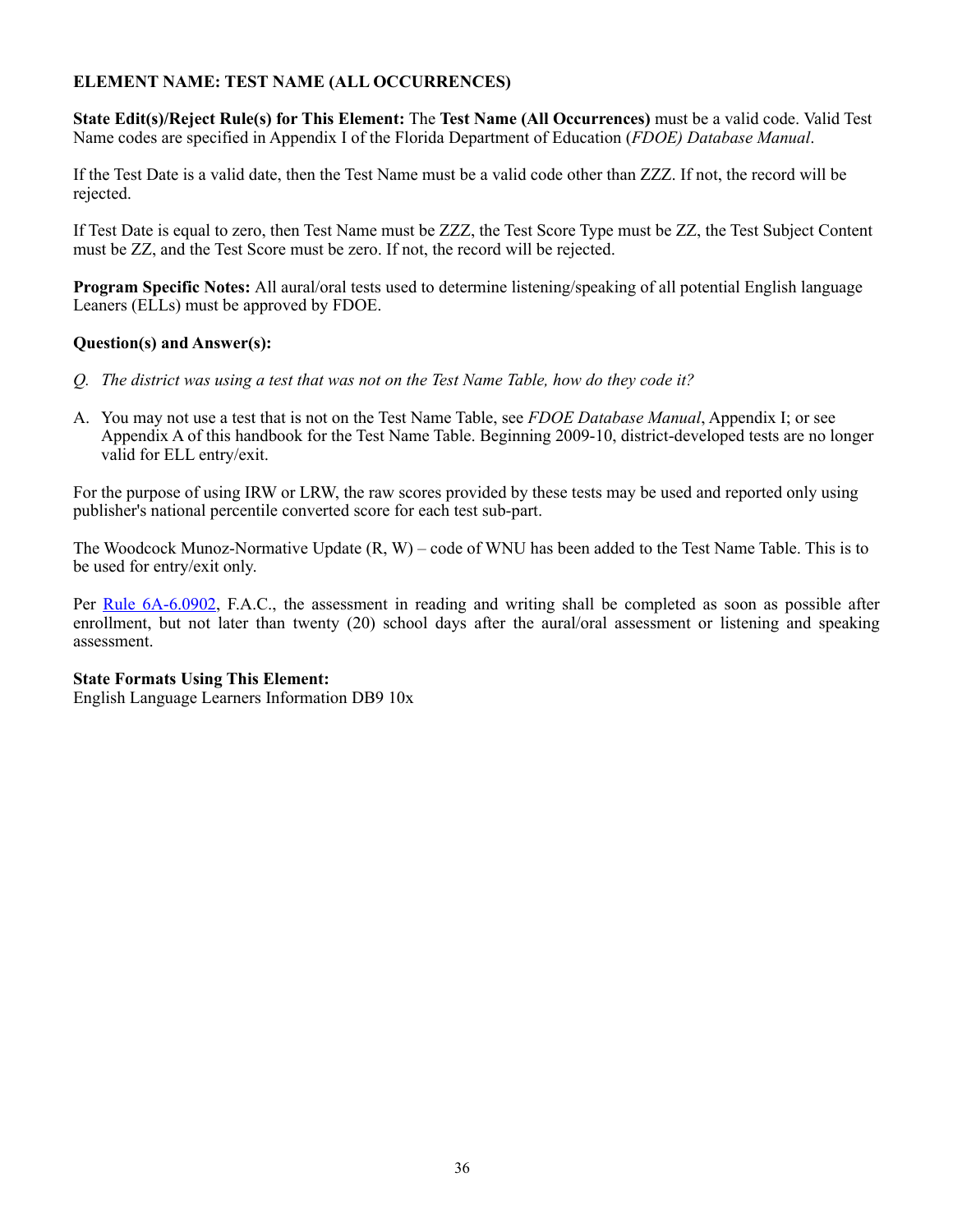**ELEMENT NAME: TEST NAME (ALL OCCURRENCES)**

**State Edit(s)/Reject Rule(s) for This Element:** The **Test Name (All Occurrences)** must be a valid code. Valid Test Name codes are specified in Appendix I of the Florida Department of Education (*FDOE) Database Manual*.

If the Test Date is a valid date, then the Test Name must be a valid code other than ZZZ. If not, the record will be rejected.

If Test Date is equal to zero, then Test Name must be ZZZ, the Test Score Type must be ZZ, the Test Subject Content must be ZZ, and the Test Score must be zero. If not, the record will be rejected.

**Program Specific Notes:** All aural/oral tests used to determine listening/speaking of all potential English language Leaners (ELLs) must be approved by FDOE.

**Question(s) and Answer(s):**

*Q. The district was using a test that was not on the Test Name Table, how do they code it?*

A. You may not use a test that is not on the Test Name Table, see *FDOE Database Manual*, Appendix I; or see Appendix A of this handbook for the Test Name Table. Beginning 2009-10, district-developed tests are no longer valid for ELL entry/exit.

For the purpose of using IRW or LRW, the raw scores provided by these tests may be used and reported only using publisher's national percentile converted score for each test sub-part.

The Woodcock Munoz-Normative Update (R, W) – code of WNU has been added to the Test Name Table. This is to be used for entry/exit only.

Per Rule 6A-6.0902, F.A.C., the assessment in reading and writing shall be completed as soon as possible after enrollment, but not later than twenty (20) school days after the aural/oral assessment or listening and speaking assessment.

**State Formats Using This Element:**
English Language Learners Information DB9 10x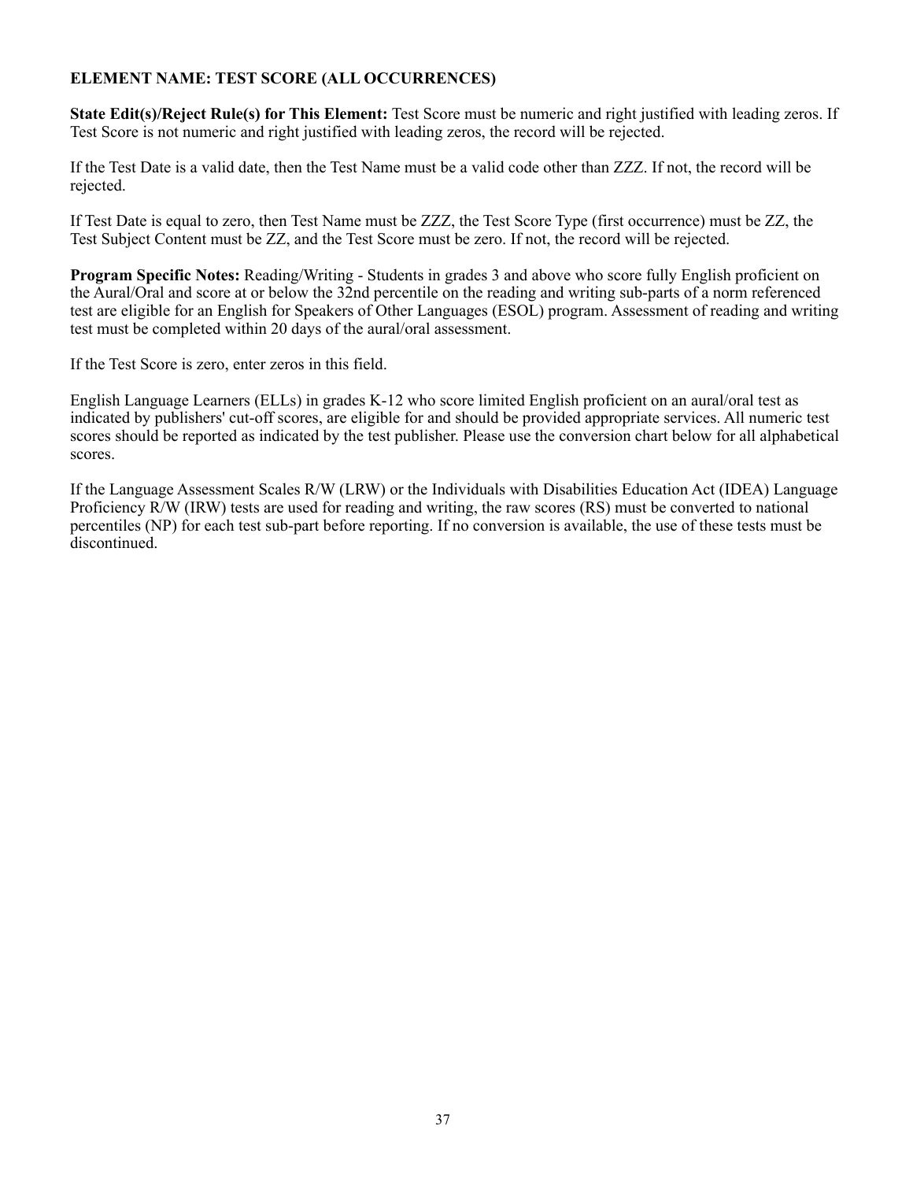**ELEMENT NAME: TEST SCORE (ALL OCCURRENCES)**

**State Edit(s)/Reject Rule(s) for This Element:** Test Score must be numeric and right justified with leading zeros. If Test Score is not numeric and right justified with leading zeros, the record will be rejected.

If the Test Date is a valid date, then the Test Name must be a valid code other than ZZZ. If not, the record will be rejected.

If Test Date is equal to zero, then Test Name must be ZZZ, the Test Score Type (first occurrence) must be ZZ, the Test Subject Content must be ZZ, and the Test Score must be zero. If not, the record will be rejected.

**Program Specific Notes:** Reading/Writing - Students in grades 3 and above who score fully English proficient on the Aural/Oral and score at or below the 32nd percentile on the reading and writing sub-parts of a norm referenced test are eligible for an English for Speakers of Other Languages (ESOL) program. Assessment of reading and writing test must be completed within 20 days of the aural/oral assessment.

If the Test Score is zero, enter zeros in this field.

English Language Learners (ELLs) in grades K-12 who score limited English proficient on an aural/oral test as indicated by publishers' cut-off scores, are eligible for and should be provided appropriate services. All numeric test scores should be reported as indicated by the test publisher. Please use the conversion chart below for all alphabetical scores.

If the Language Assessment Scales R/W (LRW) or the Individuals with Disabilities Education Act (IDEA) Language Proficiency R/W (IRW) tests are used for reading and writing, the raw scores (RS) must be converted to national percentiles (NP) for each test sub-part before reporting. If no conversion is available, the use of these tests must be discontinued.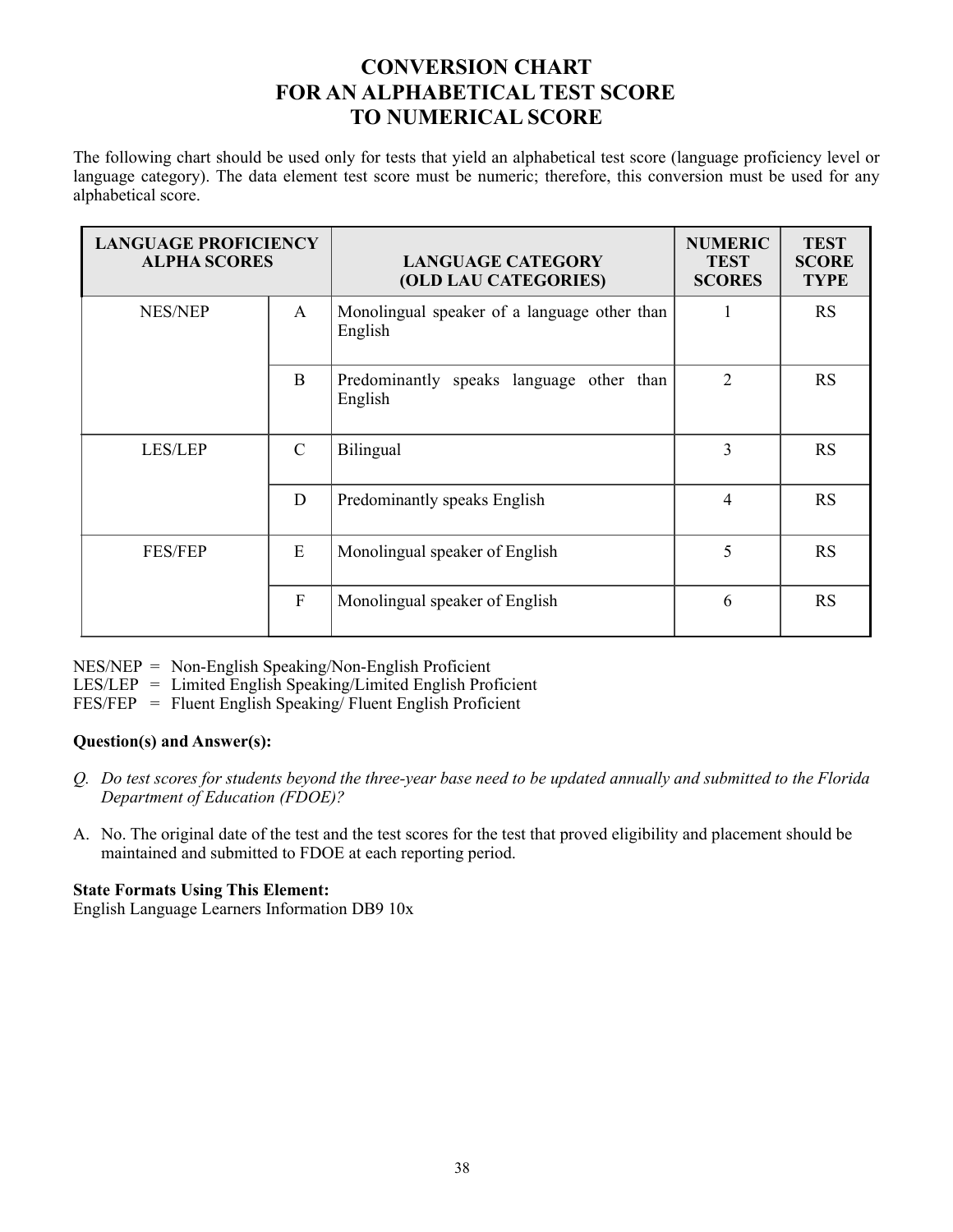# CONVERSION CHART FOR AN ALPHABETICAL TEST SCORE TO NUMERICAL SCORE

The following chart should be used only for tests that yield an alphabetical test score (language proficiency level or language category). The data element test score must be numeric; therefore, this conversion must be used for any alphabetical score.

| LANGUAGE PROFICIENCY ALPHA SCORES | | LANGUAGE CATEGORY (OLD LAU CATEGORIES) | NUMERIC TEST SCORES | TEST SCORE TYPE |
|---|---|---|---|---|
| NES/NEP | A | Monolingual speaker of a language other than English | 1 | RS |
| | B | Predominantly speaks language other than English | 2 | RS |
| LES/LEP | C | Bilingual | 3 | RS |
| | D | Predominantly speaks English | 4 | RS |
| FES/FEP | E | Monolingual speaker of English | 5 | RS |
| | F | Monolingual speaker of English | 6 | RS |

NES/NEP = Non-English Speaking/Non-English Proficient
LES/LEP = Limited English Speaking/Limited English Proficient
FES/FEP = Fluent English Speaking/ Fluent English Proficient

**Question(s) and Answer(s):**

*Q. Do test scores for students beyond the three-year base need to be updated annually and submitted to the Florida Department of Education (FDOE)?*

A. No. The original date of the test and the test scores for the test that proved eligibility and placement should be maintained and submitted to FDOE at each reporting period.

**State Formats Using This Element:**
English Language Learners Information DB9 10x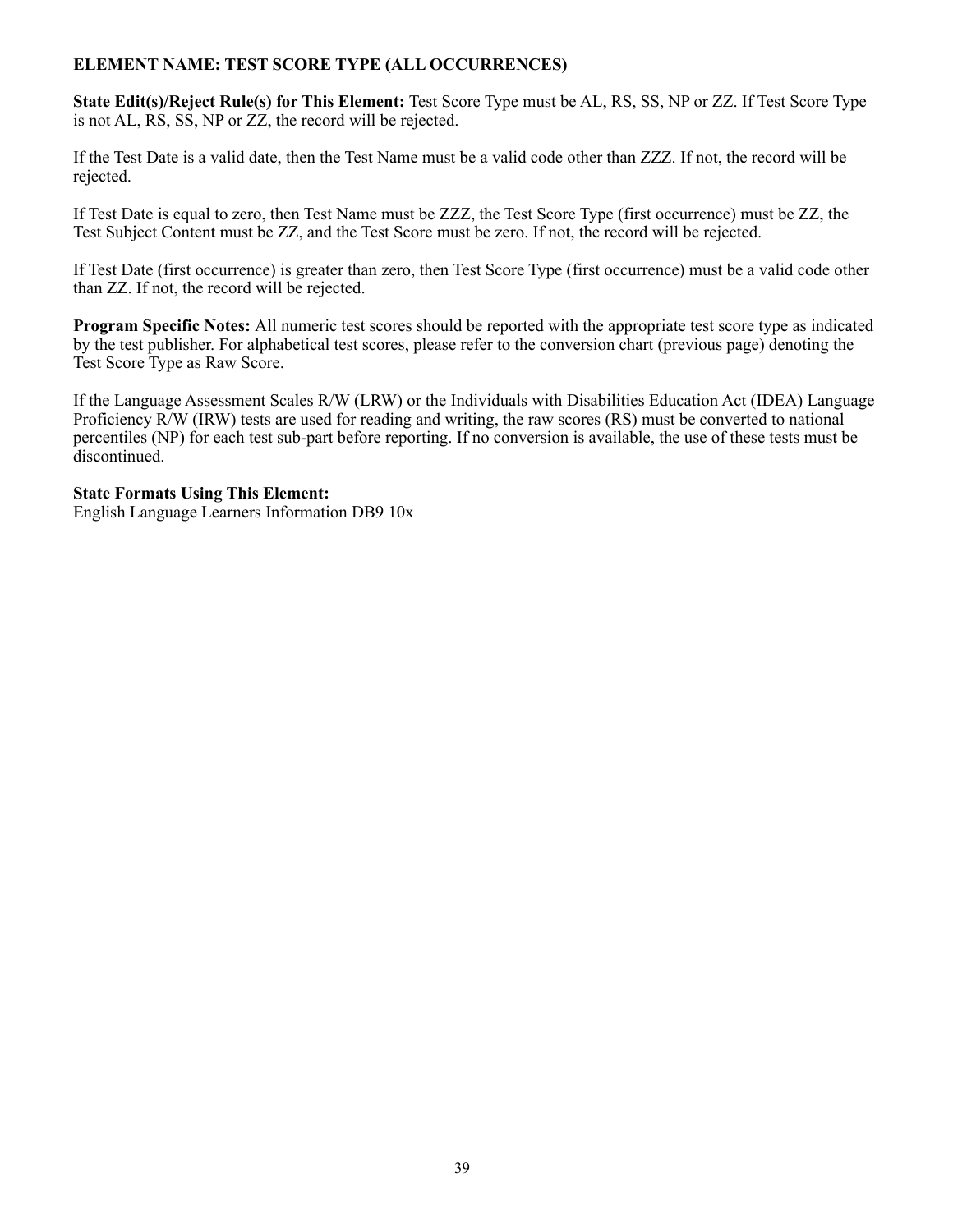**ELEMENT NAME: TEST SCORE TYPE (ALL OCCURRENCES)**

**State Edit(s)/Reject Rule(s) for This Element:** Test Score Type must be AL, RS, SS, NP or ZZ. If Test Score Type is not AL, RS, SS, NP or ZZ, the record will be rejected.

If the Test Date is a valid date, then the Test Name must be a valid code other than ZZZ. If not, the record will be rejected.

If Test Date is equal to zero, then Test Name must be ZZZ, the Test Score Type (first occurrence) must be ZZ, the Test Subject Content must be ZZ, and the Test Score must be zero. If not, the record will be rejected.

If Test Date (first occurrence) is greater than zero, then Test Score Type (first occurrence) must be a valid code other than ZZ. If not, the record will be rejected.

**Program Specific Notes:** All numeric test scores should be reported with the appropriate test score type as indicated by the test publisher. For alphabetical test scores, please refer to the conversion chart (previous page) denoting the Test Score Type as Raw Score.

If the Language Assessment Scales R/W (LRW) or the Individuals with Disabilities Education Act (IDEA) Language Proficiency R/W (IRW) tests are used for reading and writing, the raw scores (RS) must be converted to national percentiles (NP) for each test sub-part before reporting. If no conversion is available, the use of these tests must be discontinued.

**State Formats Using This Element:**
English Language Learners Information DB9 10x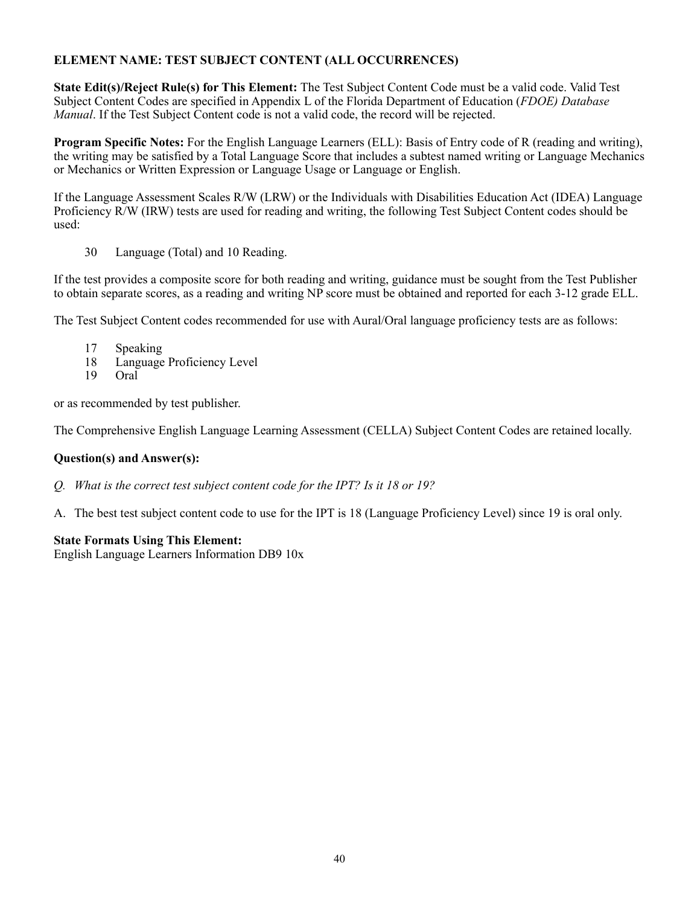**ELEMENT NAME: TEST SUBJECT CONTENT (ALL OCCURRENCES)**

**State Edit(s)/Reject Rule(s) for This Element:** The Test Subject Content Code must be a valid code. Valid Test Subject Content Codes are specified in Appendix L of the Florida Department of Education (*FDOE) Database Manual*. If the Test Subject Content code is not a valid code, the record will be rejected.

**Program Specific Notes:** For the English Language Learners (ELL): Basis of Entry code of R (reading and writing), the writing may be satisfied by a Total Language Score that includes a subtest named writing or Language Mechanics or Mechanics or Written Expression or Language Usage or Language or English.

If the Language Assessment Scales R/W (LRW) or the Individuals with Disabilities Education Act (IDEA) Language Proficiency R/W (IRW) tests are used for reading and writing, the following Test Subject Content codes should be used:

30 Language (Total) and 10 Reading.

If the test provides a composite score for both reading and writing, guidance must be sought from the Test Publisher to obtain separate scores, as a reading and writing NP score must be obtained and reported for each 3-12 grade ELL.

The Test Subject Content codes recommended for use with Aural/Oral language proficiency tests are as follows:

17 Speaking
18 Language Proficiency Level
19 Oral

or as recommended by test publisher.

The Comprehensive English Language Learning Assessment (CELLA) Subject Content Codes are retained locally.

**Question(s) and Answer(s):**

*Q. What is the correct test subject content code for the IPT? Is it 18 or 19?*

A. The best test subject content code to use for the IPT is 18 (Language Proficiency Level) since 19 is oral only.

**State Formats Using This Element:**
English Language Learners Information DB9 10x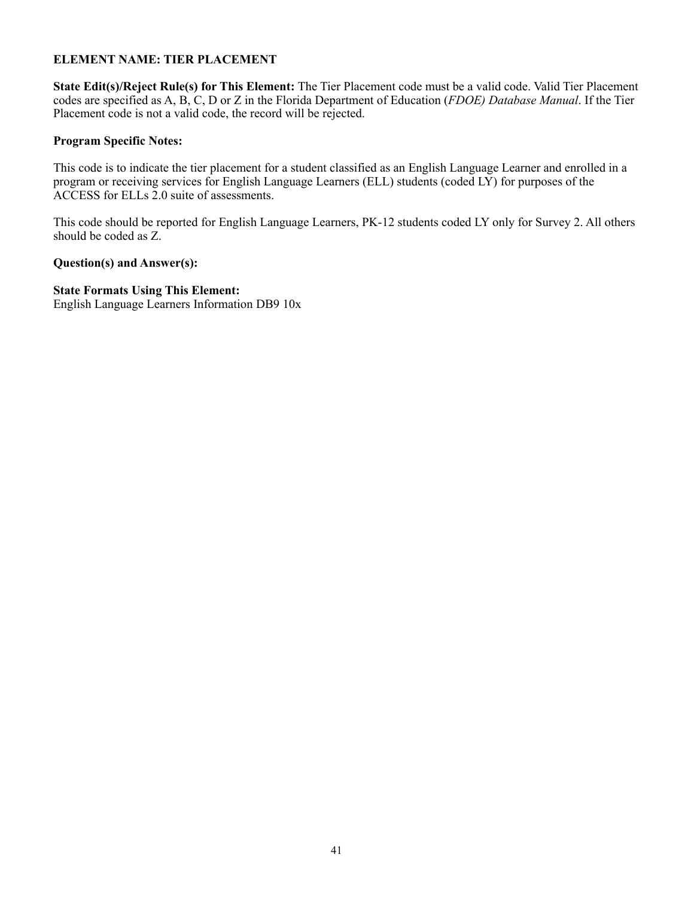**ELEMENT NAME: TIER PLACEMENT**

**State Edit(s)/Reject Rule(s) for This Element:** The Tier Placement code must be a valid code. Valid Tier Placement codes are specified as A, B, C, D or Z in the Florida Department of Education (*FDOE) Database Manual*. If the Tier Placement code is not a valid code, the record will be rejected.

**Program Specific Notes:**

This code is to indicate the tier placement for a student classified as an English Language Learner and enrolled in a program or receiving services for English Language Learners (ELL) students (coded LY) for purposes of the ACCESS for ELLs 2.0 suite of assessments.

This code should be reported for English Language Learners, PK-12 students coded LY only for Survey 2. All others should be coded as Z.

**Question(s) and Answer(s):**

**State Formats Using This Element:**
English Language Learners Information DB9 10x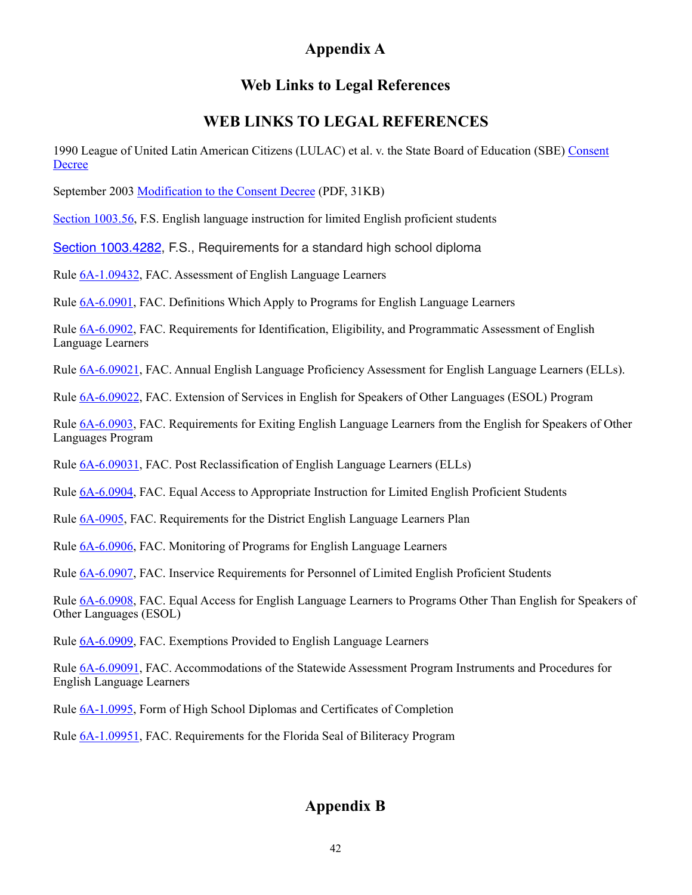# Appendix A

## Web Links to Legal References

## WEB LINKS TO LEGAL REFERENCES

1990 League of United Latin American Citizens (LULAC) et al. v. the State Board of Education (SBE) Consent Decree

September 2003 Modification to the Consent Decree (PDF, 31KB)

Section 1003.56, F.S. English language instruction for limited English proficient students

Section 1003.4282, F.S., Requirements for a standard high school diploma

Rule 6A-1.09432, FAC. Assessment of English Language Learners

Rule 6A-6.0901, FAC. Definitions Which Apply to Programs for English Language Learners

Rule 6A-6.0902, FAC. Requirements for Identification, Eligibility, and Programmatic Assessment of English Language Learners

Rule 6A-6.09021, FAC. Annual English Language Proficiency Assessment for English Language Learners (ELLs).

Rule 6A-6.09022, FAC. Extension of Services in English for Speakers of Other Languages (ESOL) Program

Rule 6A-6.0903, FAC. Requirements for Exiting English Language Learners from the English for Speakers of Other Languages Program

Rule 6A-6.09031, FAC. Post Reclassification of English Language Learners (ELLs)

Rule 6A-6.0904, FAC. Equal Access to Appropriate Instruction for Limited English Proficient Students

Rule 6A-0905, FAC. Requirements for the District English Language Learners Plan

Rule 6A-6.0906, FAC. Monitoring of Programs for English Language Learners

Rule 6A-6.0907, FAC. Inservice Requirements for Personnel of Limited English Proficient Students

Rule 6A-6.0908, FAC. Equal Access for English Language Learners to Programs Other Than English for Speakers of Other Languages (ESOL)

Rule 6A-6.0909, FAC. Exemptions Provided to English Language Learners

Rule 6A-6.09091, FAC. Accommodations of the Statewide Assessment Program Instruments and Procedures for English Language Learners

Rule 6A-1.0995, Form of High School Diplomas and Certificates of Completion

Rule 6A-1.09951, FAC. Requirements for the Florida Seal of Biliteracy Program

# Appendix B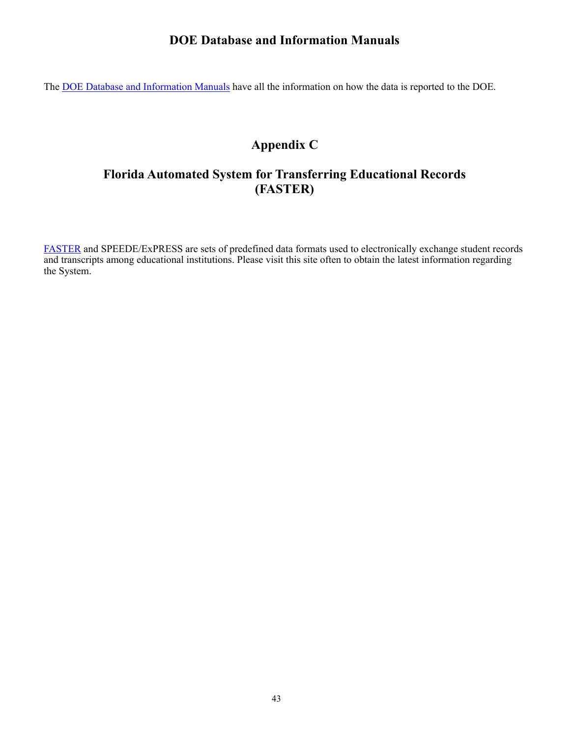## DOE Database and Information Manuals

The DOE Database and Information Manuals have all the information on how the data is reported to the DOE.

## Appendix C

## Florida Automated System for Transferring Educational Records (FASTER)

FASTER and SPEEDE/ExPRESS are sets of predefined data formats used to electronically exchange student records and transcripts among educational institutions. Please visit this site often to obtain the latest information regarding the System.